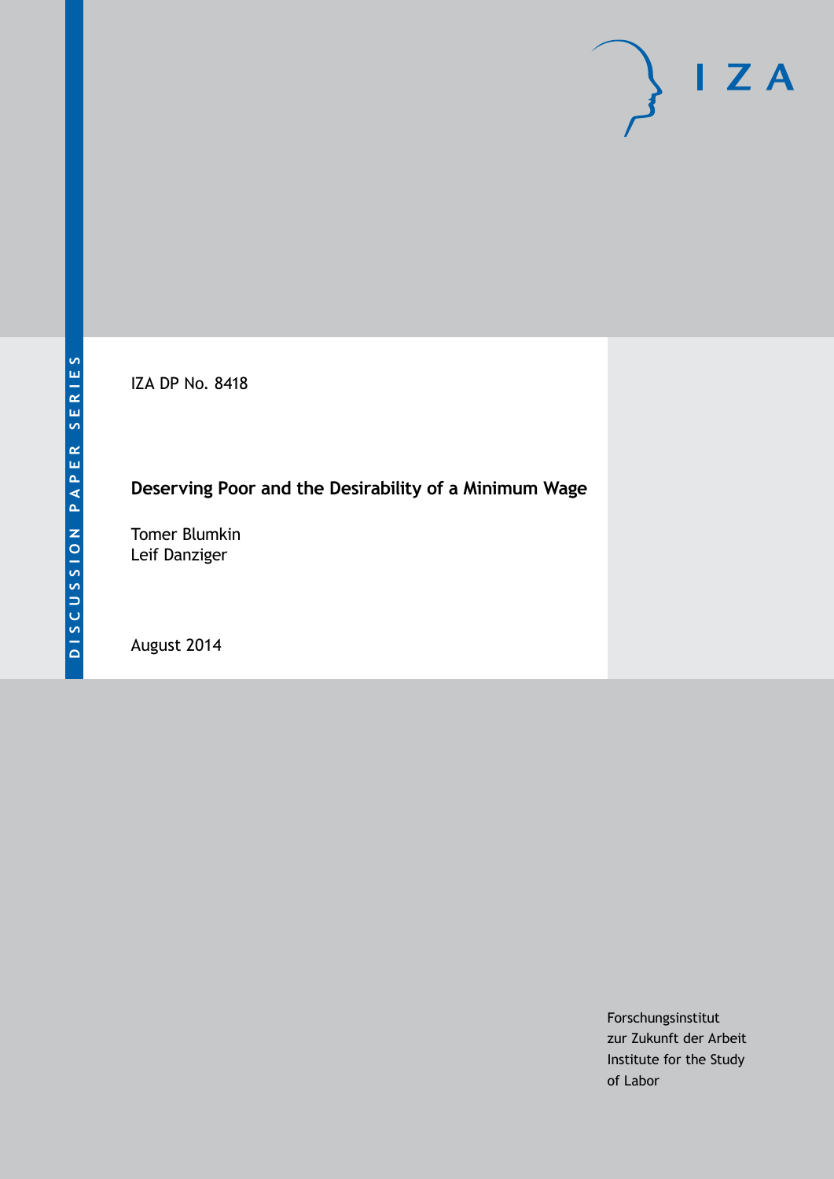IZA DP No. 8418

# Deserving Poor and the Desirability of a Minimum Wage

Tomer Blumkin
Leif Danziger

August 2014

Forschungsinstitut
zur Zukunft der Arbeit
Institute for the Study
of Labor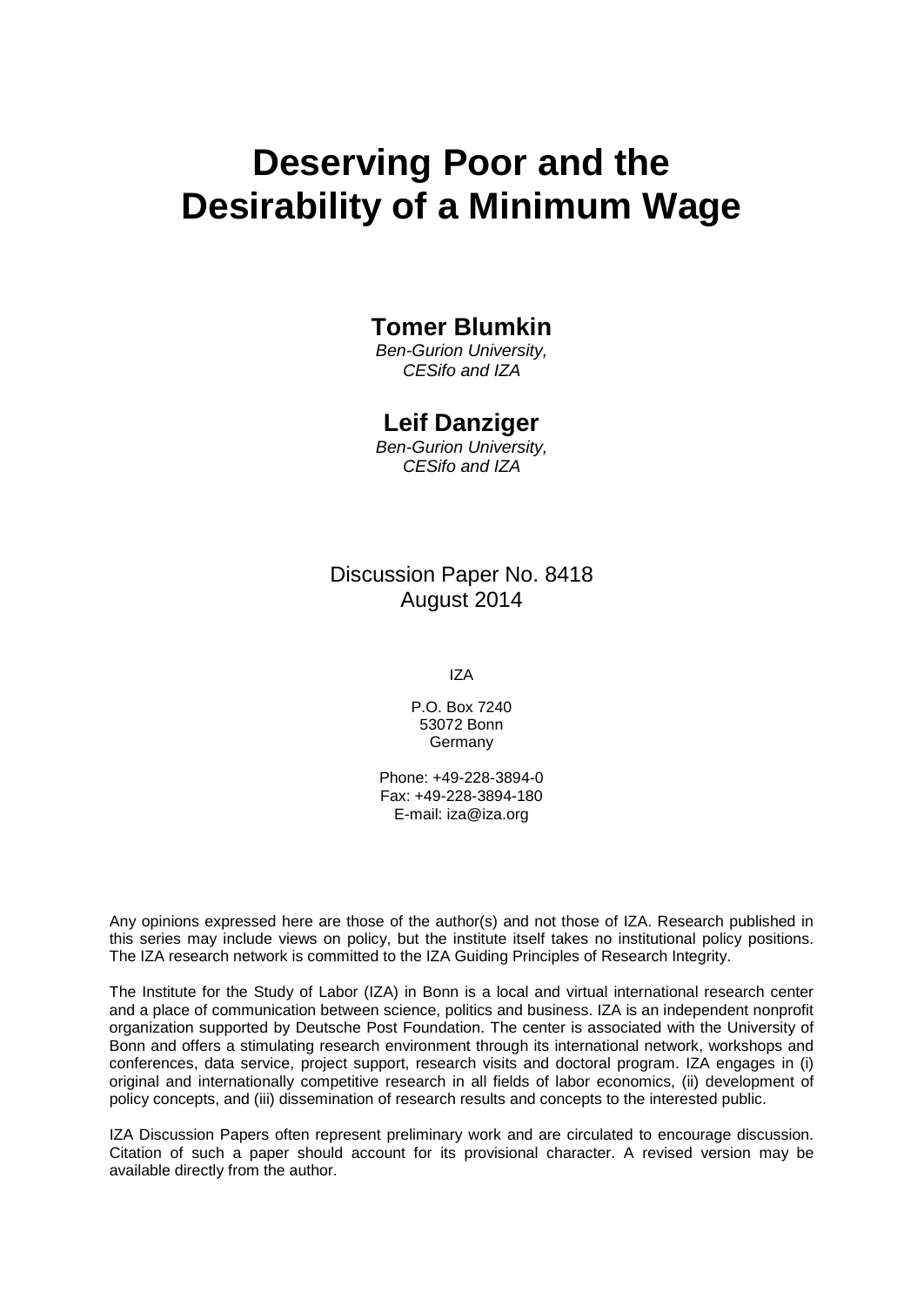# Deserving Poor and the Desirability of a Minimum Wage

**Tomer Blumkin**

*Ben-Gurion University,*
*CESifo and IZA*

**Leif Danziger**

*Ben-Gurion University,*
*CESifo and IZA*

Discussion Paper No. 8418
August 2014

IZA

P.O. Box 7240
53072 Bonn
Germany

Phone: +49-228-3894-0
Fax: +49-228-3894-180
E-mail: iza@iza.org

Any opinions expressed here are those of the author(s) and not those of IZA. Research published in this series may include views on policy, but the institute itself takes no institutional policy positions. The IZA research network is committed to the IZA Guiding Principles of Research Integrity.

The Institute for the Study of Labor (IZA) in Bonn is a local and virtual international research center and a place of communication between science, politics and business. IZA is an independent nonprofit organization supported by Deutsche Post Foundation. The center is associated with the University of Bonn and offers a stimulating research environment through its international network, workshops and conferences, data service, project support, research visits and doctoral program. IZA engages in (i) original and internationally competitive research in all fields of labor economics, (ii) development of policy concepts, and (iii) dissemination of research results and concepts to the interested public.

IZA Discussion Papers often represent preliminary work and are circulated to encourage discussion. Citation of such a paper should account for its provisional character. A revised version may be available directly from the author.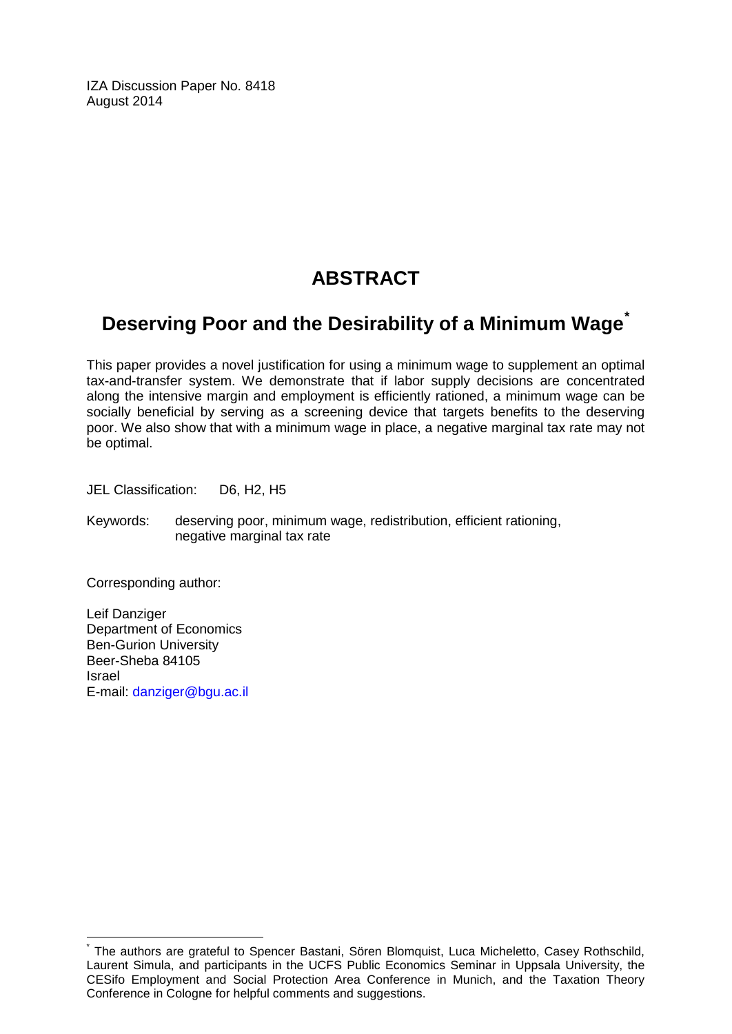IZA Discussion Paper No. 8418
August 2014

# ABSTRACT

## Deserving Poor and the Desirability of a Minimum Wage[*]

This paper provides a novel justification for using a minimum wage to supplement an optimal tax-and-transfer system. We demonstrate that if labor supply decisions are concentrated along the intensive margin and employment is efficiently rationed, a minimum wage can be socially beneficial by serving as a screening device that targets benefits to the deserving poor. We also show that with a minimum wage in place, a negative marginal tax rate may not be optimal.

JEL Classification: D6, H2, H5

Keywords: deserving poor, minimum wage, redistribution, efficient rationing, negative marginal tax rate

Corresponding author:

Leif Danziger
Department of Economics
Ben-Gurion University
Beer-Sheba 84105
Israel
E-mail: danziger@bgu.ac.il

---

[*] The authors are grateful to Spencer Bastani, Sören Blomquist, Luca Micheletto, Casey Rothschild, Laurent Simula, and participants in the UCFS Public Economics Seminar in Uppsala University, the CESifo Employment and Social Protection Area Conference in Munich, and the Taxation Theory Conference in Cologne for helpful comments and suggestions.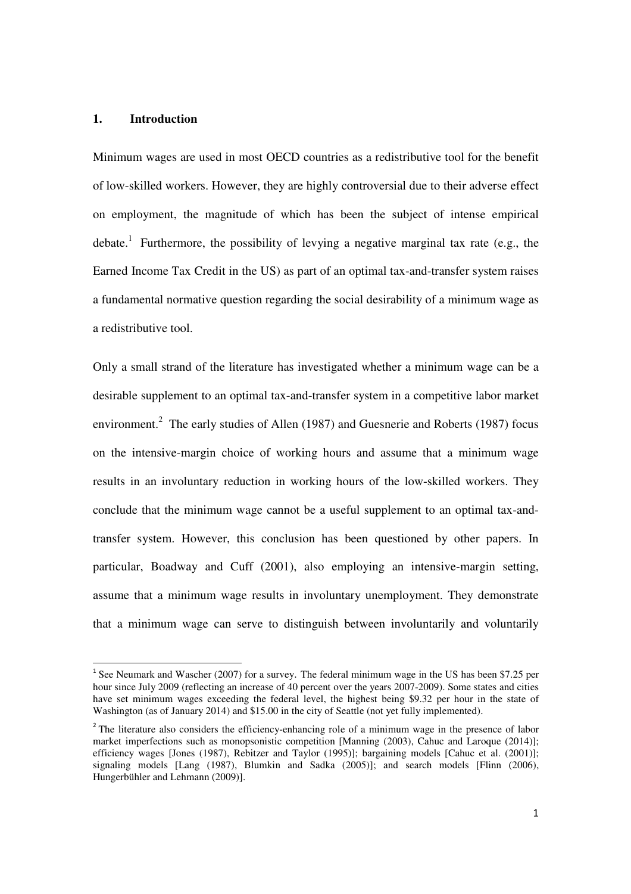## 1. Introduction

Minimum wages are used in most OECD countries as a redistributive tool for the benefit of low-skilled workers. However, they are highly controversial due to their adverse effect on employment, the magnitude of which has been the subject of intense empirical debate.[1] Furthermore, the possibility of levying a negative marginal tax rate (e.g., the Earned Income Tax Credit in the US) as part of an optimal tax-and-transfer system raises a fundamental normative question regarding the social desirability of a minimum wage as a redistributive tool.

Only a small strand of the literature has investigated whether a minimum wage can be a desirable supplement to an optimal tax-and-transfer system in a competitive labor market environment.[2] The early studies of Allen (1987) and Guesnerie and Roberts (1987) focus on the intensive-margin choice of working hours and assume that a minimum wage results in an involuntary reduction in working hours of the low-skilled workers. They conclude that the minimum wage cannot be a useful supplement to an optimal tax-and-transfer system. However, this conclusion has been questioned by other papers. In particular, Boadway and Cuff (2001), also employing an intensive-margin setting, assume that a minimum wage results in involuntary unemployment. They demonstrate that a minimum wage can serve to distinguish between involuntarily and voluntarily

---

[1] See Neumark and Wascher (2007) for a survey. The federal minimum wage in the US has been $7.25 per hour since July 2009 (reflecting an increase of 40 percent over the years 2007-2009). Some states and cities have set minimum wages exceeding the federal level, the highest being $9.32 per hour in the state of Washington (as of January 2014) and $15.00 in the city of Seattle (not yet fully implemented).

[2] The literature also considers the efficiency-enhancing role of a minimum wage in the presence of labor market imperfections such as monopsonistic competition [Manning (2003), Cahuc and Laroque (2014)]; efficiency wages [Jones (1987), Rebitzer and Taylor (1995)]; bargaining models [Cahuc et al. (2001)]; signaling models [Lang (1987), Blumkin and Sadka (2005)]; and search models [Flinn (2006), Hungerbühler and Lehmann (2009)].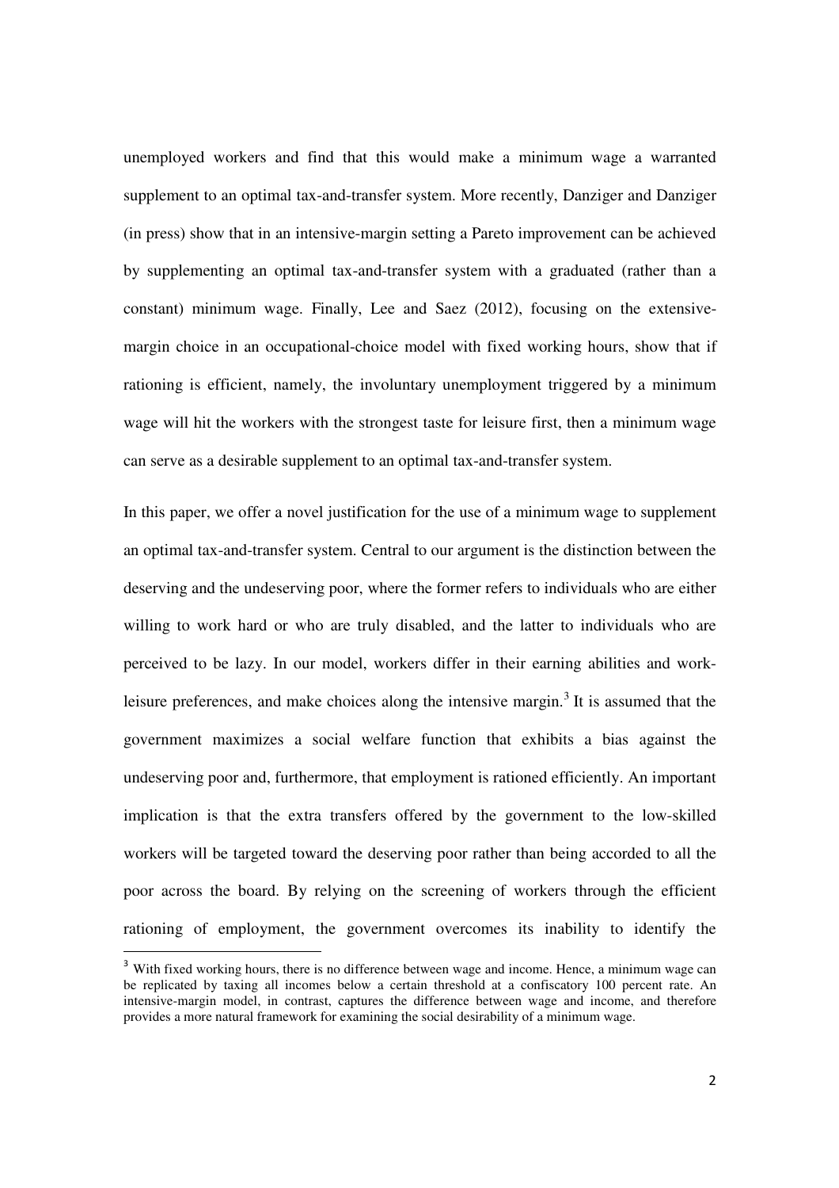unemployed workers and find that this would make a minimum wage a warranted supplement to an optimal tax-and-transfer system. More recently, Danziger and Danziger (in press) show that in an intensive-margin setting a Pareto improvement can be achieved by supplementing an optimal tax-and-transfer system with a graduated (rather than a constant) minimum wage. Finally, Lee and Saez (2012), focusing on the extensive-margin choice in an occupational-choice model with fixed working hours, show that if rationing is efficient, namely, the involuntary unemployment triggered by a minimum wage will hit the workers with the strongest taste for leisure first, then a minimum wage can serve as a desirable supplement to an optimal tax-and-transfer system.

In this paper, we offer a novel justification for the use of a minimum wage to supplement an optimal tax-and-transfer system. Central to our argument is the distinction between the deserving and the undeserving poor, where the former refers to individuals who are either willing to work hard or who are truly disabled, and the latter to individuals who are perceived to be lazy. In our model, workers differ in their earning abilities and work-leisure preferences, and make choices along the intensive margin.[3] It is assumed that the government maximizes a social welfare function that exhibits a bias against the undeserving poor and, furthermore, that employment is rationed efficiently. An important implication is that the extra transfers offered by the government to the low-skilled workers will be targeted toward the deserving poor rather than being accorded to all the poor across the board. By relying on the screening of workers through the efficient rationing of employment, the government overcomes its inability to identify the

[3] With fixed working hours, there is no difference between wage and income. Hence, a minimum wage can be replicated by taxing all incomes below a certain threshold at a confiscatory 100 percent rate. An intensive-margin model, in contrast, captures the difference between wage and income, and therefore provides a more natural framework for examining the social desirability of a minimum wage.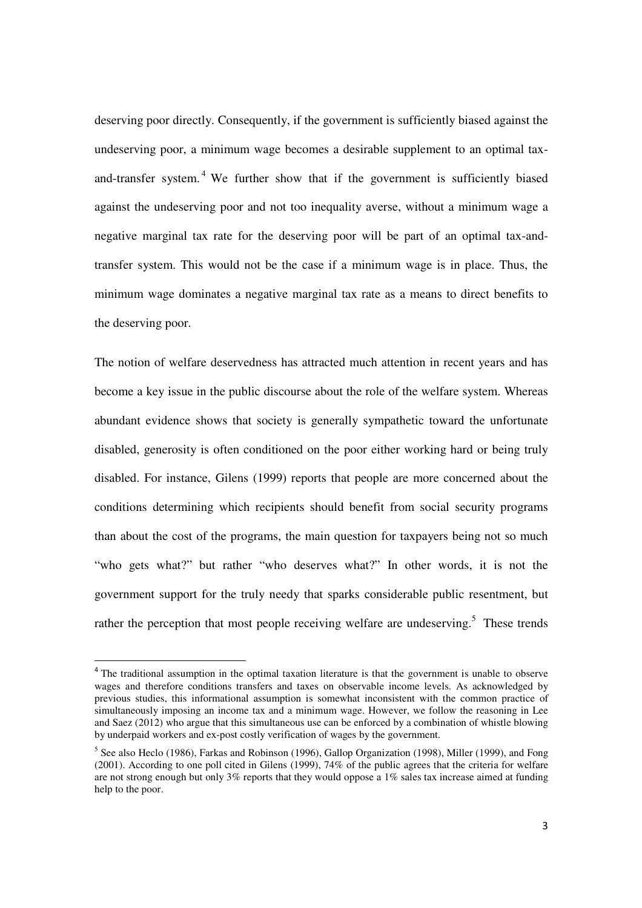deserving poor directly. Consequently, if the government is sufficiently biased against the undeserving poor, a minimum wage becomes a desirable supplement to an optimal tax-and-transfer system.[4] We further show that if the government is sufficiently biased against the undeserving poor and not too inequality averse, without a minimum wage a negative marginal tax rate for the deserving poor will be part of an optimal tax-and-transfer system. This would not be the case if a minimum wage is in place. Thus, the minimum wage dominates a negative marginal tax rate as a means to direct benefits to the deserving poor.

The notion of welfare deservedness has attracted much attention in recent years and has become a key issue in the public discourse about the role of the welfare system. Whereas abundant evidence shows that society is generally sympathetic toward the unfortunate disabled, generosity is often conditioned on the poor either working hard or being truly disabled. For instance, Gilens (1999) reports that people are more concerned about the conditions determining which recipients should benefit from social security programs than about the cost of the programs, the main question for taxpayers being not so much "who gets what?" but rather "who deserves what?" In other words, it is not the government support for the truly needy that sparks considerable public resentment, but rather the perception that most people receiving welfare are undeserving.[5] These trends

---

[4] The traditional assumption in the optimal taxation literature is that the government is unable to observe wages and therefore conditions transfers and taxes on observable income levels. As acknowledged by previous studies, this informational assumption is somewhat inconsistent with the common practice of simultaneously imposing an income tax and a minimum wage. However, we follow the reasoning in Lee and Saez (2012) who argue that this simultaneous use can be enforced by a combination of whistle blowing by underpaid workers and ex-post costly verification of wages by the government.

[5] See also Heclo (1986), Farkas and Robinson (1996), Gallop Organization (1998), Miller (1999), and Fong (2001). According to one poll cited in Gilens (1999), 74% of the public agrees that the criteria for welfare are not strong enough but only 3% reports that they would oppose a 1% sales tax increase aimed at funding help to the poor.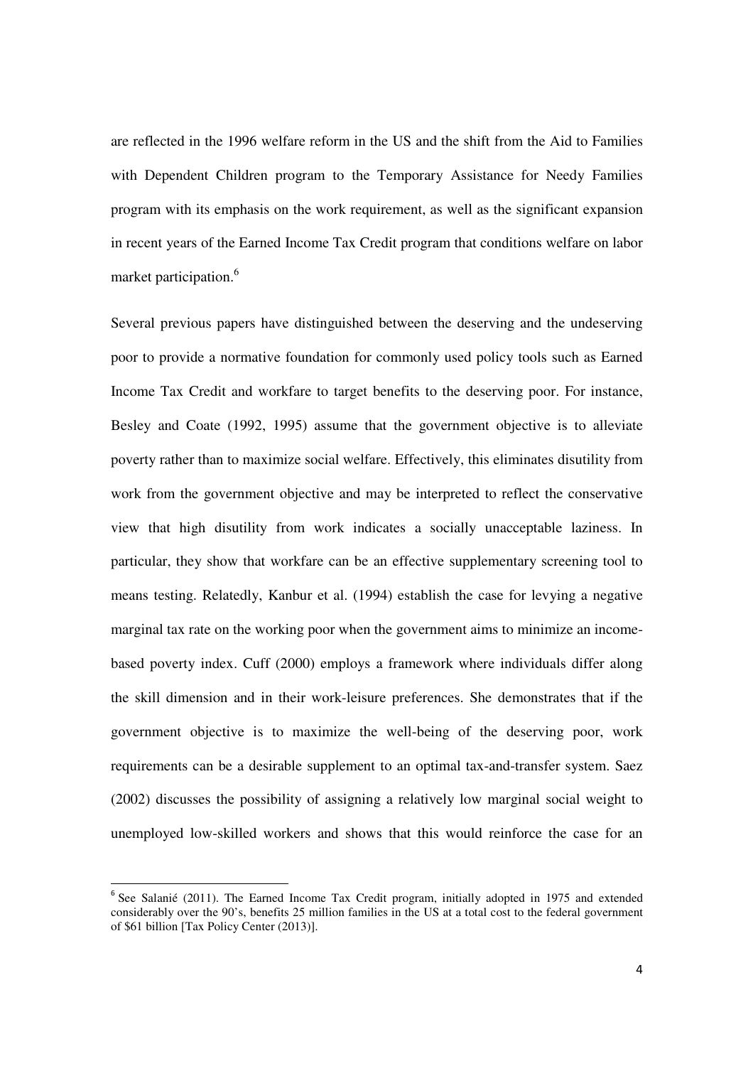are reflected in the 1996 welfare reform in the US and the shift from the Aid to Families with Dependent Children program to the Temporary Assistance for Needy Families program with its emphasis on the work requirement, as well as the significant expansion in recent years of the Earned Income Tax Credit program that conditions welfare on labor market participation.[6]

Several previous papers have distinguished between the deserving and the undeserving poor to provide a normative foundation for commonly used policy tools such as Earned Income Tax Credit and workfare to target benefits to the deserving poor. For instance, Besley and Coate (1992, 1995) assume that the government objective is to alleviate poverty rather than to maximize social welfare. Effectively, this eliminates disutility from work from the government objective and may be interpreted to reflect the conservative view that high disutility from work indicates a socially unacceptable laziness. In particular, they show that workfare can be an effective supplementary screening tool to means testing. Relatedly, Kanbur et al. (1994) establish the case for levying a negative marginal tax rate on the working poor when the government aims to minimize an income-based poverty index. Cuff (2000) employs a framework where individuals differ along the skill dimension and in their work-leisure preferences. She demonstrates that if the government objective is to maximize the well-being of the deserving poor, work requirements can be a desirable supplement to an optimal tax-and-transfer system. Saez (2002) discusses the possibility of assigning a relatively low marginal social weight to unemployed low-skilled workers and shows that this would reinforce the case for an

[6] See Salanié (2011). The Earned Income Tax Credit program, initially adopted in 1975 and extended considerably over the 90's, benefits 25 million families in the US at a total cost to the federal government of $61 billion [Tax Policy Center (2013)].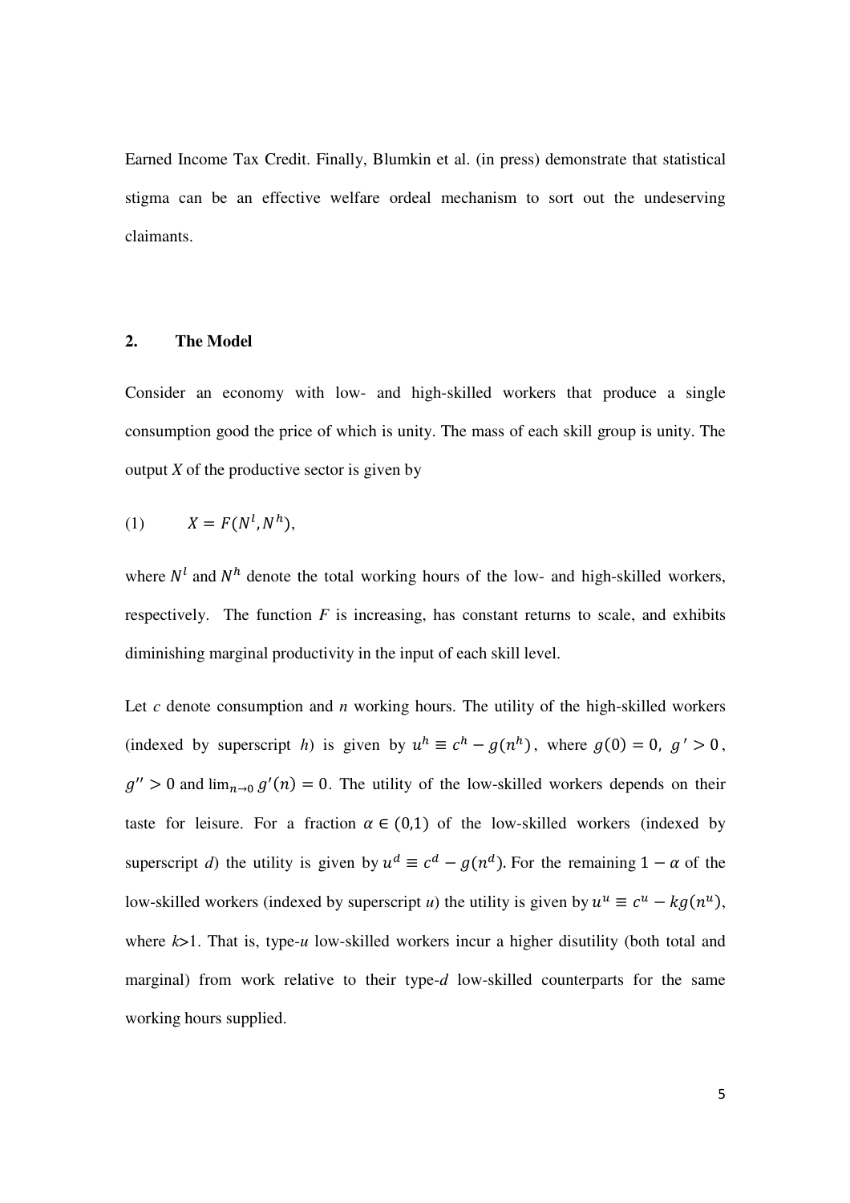Earned Income Tax Credit. Finally, Blumkin et al. (in press) demonstrate that statistical stigma can be an effective welfare ordeal mechanism to sort out the undeserving claimants.

## 2. The Model

Consider an economy with low- and high-skilled workers that produce a single consumption good the price of which is unity. The mass of each skill group is unity. The output *X* of the productive sector is given by

$$(1) \qquad X = F(N^l, N^h),$$

where $N^l$ and $N^h$ denote the total working hours of the low- and high-skilled workers, respectively. The function *F* is increasing, has constant returns to scale, and exhibits diminishing marginal productivity in the input of each skill level.

Let *c* denote consumption and *n* working hours. The utility of the high-skilled workers (indexed by superscript *h*) is given by $u^h \equiv c^h - g(n^h)$, where $g(0) = 0$, $g' > 0$, $g'' > 0$ and $\lim_{n \to 0} g'(n) = 0$. The utility of the low-skilled workers depends on their taste for leisure. For a fraction $\alpha \in (0,1)$ of the low-skilled workers (indexed by superscript *d*) the utility is given by $u^d \equiv c^d - g(n^d)$. For the remaining $1 - \alpha$ of the low-skilled workers (indexed by superscript *u*) the utility is given by $u^u \equiv c^u - kg(n^u)$, where $k$>1. That is, type-*u* low-skilled workers incur a higher disutility (both total and marginal) from work relative to their type-*d* low-skilled counterparts for the same working hours supplied.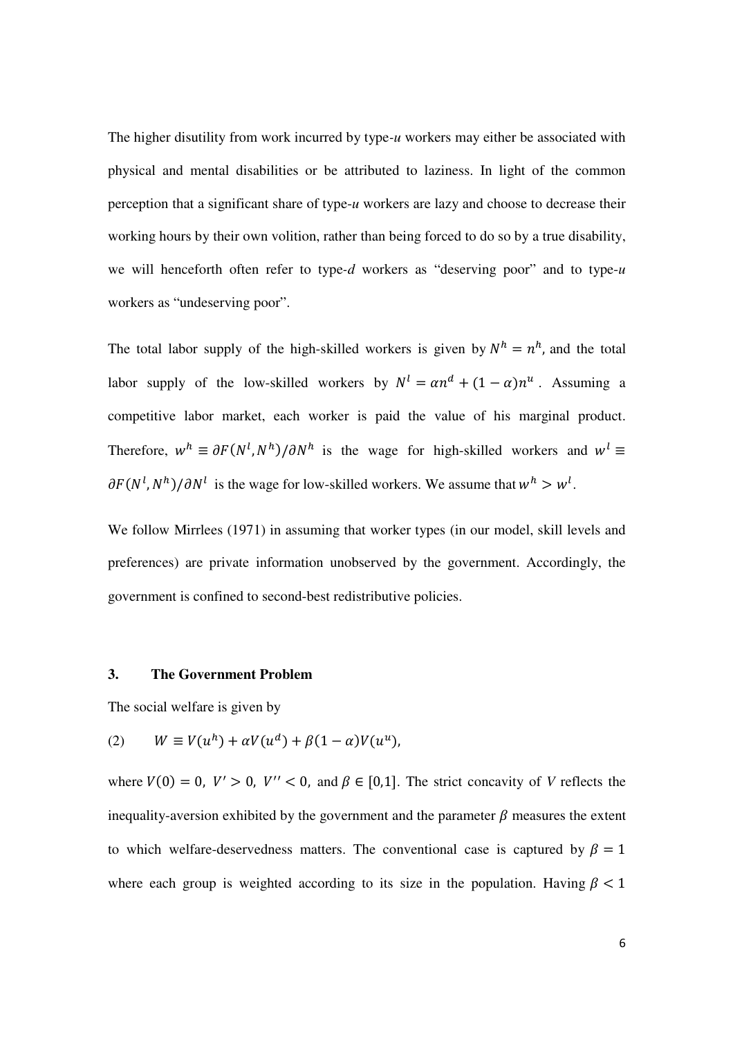The higher disutility from work incurred by type-$u$ workers may either be associated with physical and mental disabilities or be attributed to laziness. In light of the common perception that a significant share of type-$u$ workers are lazy and choose to decrease their working hours by their own volition, rather than being forced to do so by a true disability, we will henceforth often refer to type-$d$ workers as "deserving poor" and to type-$u$ workers as "undeserving poor".

The total labor supply of the high-skilled workers is given by $N^h = n^h$, and the total labor supply of the low-skilled workers by $N^l = \alpha n^d + (1-\alpha)n^u$. Assuming a competitive labor market, each worker is paid the value of his marginal product. Therefore, $w^h \equiv \partial F(N^l, N^h)/\partial N^h$ is the wage for high-skilled workers and $w^l \equiv \partial F(N^l, N^h)/\partial N^l$ is the wage for low-skilled workers. We assume that $w^h > w^l$.

We follow Mirrlees (1971) in assuming that worker types (in our model, skill levels and preferences) are private information unobserved by the government. Accordingly, the government is confined to second-best redistributive policies.

## 3. The Government Problem

The social welfare is given by

$$(2) \qquad W \equiv V(u^h) + \alpha V(u^d) + \beta(1-\alpha)V(u^u),$$

where $V(0) = 0,\ V' > 0,\ V'' < 0,$ and $\beta \in [0,1]$. The strict concavity of $V$ reflects the inequality-aversion exhibited by the government and the parameter $\beta$ measures the extent to which welfare-deservedness matters. The conventional case is captured by $\beta = 1$ where each group is weighted according to its size in the population. Having $\beta < 1$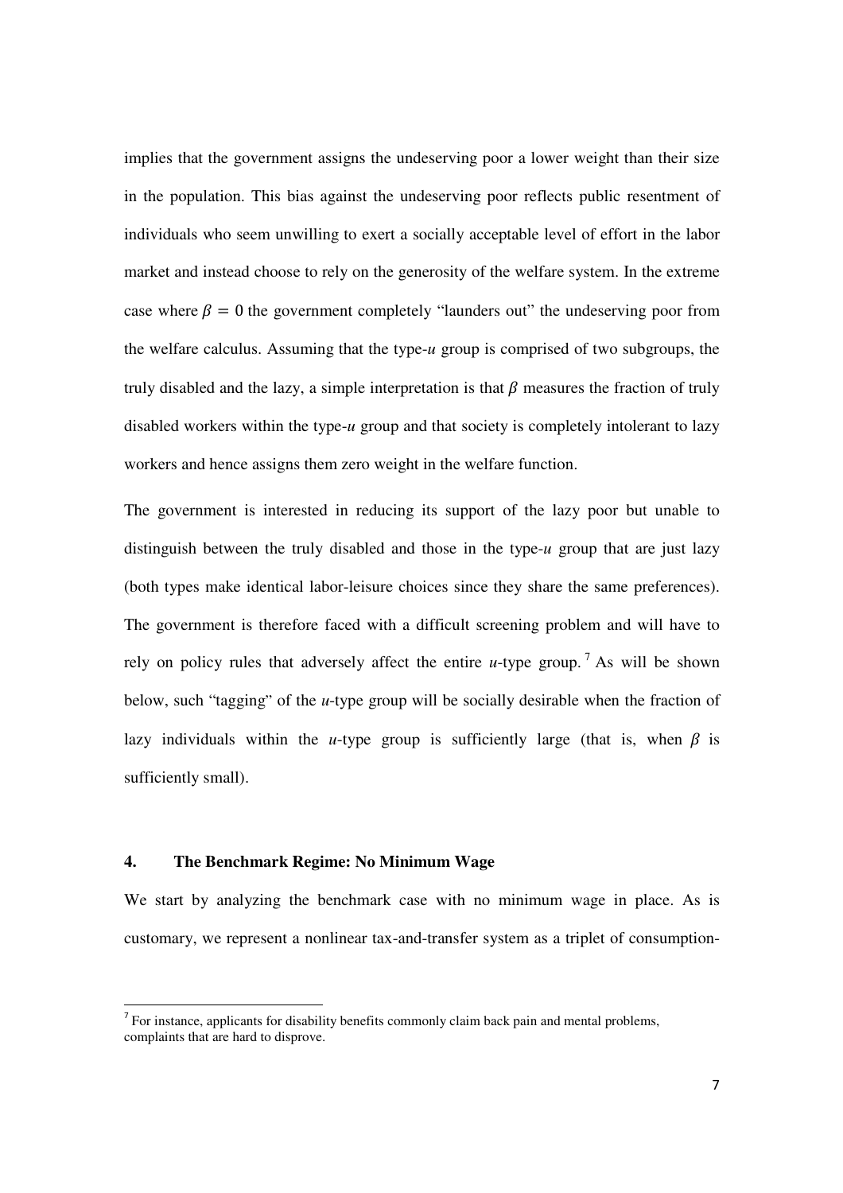implies that the government assigns the undeserving poor a lower weight than their size in the population. This bias against the undeserving poor reflects public resentment of individuals who seem unwilling to exert a socially acceptable level of effort in the labor market and instead choose to rely on the generosity of the welfare system. In the extreme case where $\beta = 0$ the government completely "launders out" the undeserving poor from the welfare calculus. Assuming that the type-*u* group is comprised of two subgroups, the truly disabled and the lazy, a simple interpretation is that $\beta$ measures the fraction of truly disabled workers within the type-*u* group and that society is completely intolerant to lazy workers and hence assigns them zero weight in the welfare function.

The government is interested in reducing its support of the lazy poor but unable to distinguish between the truly disabled and those in the type-*u* group that are just lazy (both types make identical labor-leisure choices since they share the same preferences). The government is therefore faced with a difficult screening problem and will have to rely on policy rules that adversely affect the entire *u*-type group.[7] As will be shown below, such "tagging" of the *u*-type group will be socially desirable when the fraction of lazy individuals within the *u*-type group is sufficiently large (that is, when $\beta$ is sufficiently small).

## 4. The Benchmark Regime: No Minimum Wage

We start by analyzing the benchmark case with no minimum wage in place. As is customary, we represent a nonlinear tax-and-transfer system as a triplet of consumption-

[7] For instance, applicants for disability benefits commonly claim back pain and mental problems, complaints that are hard to disprove.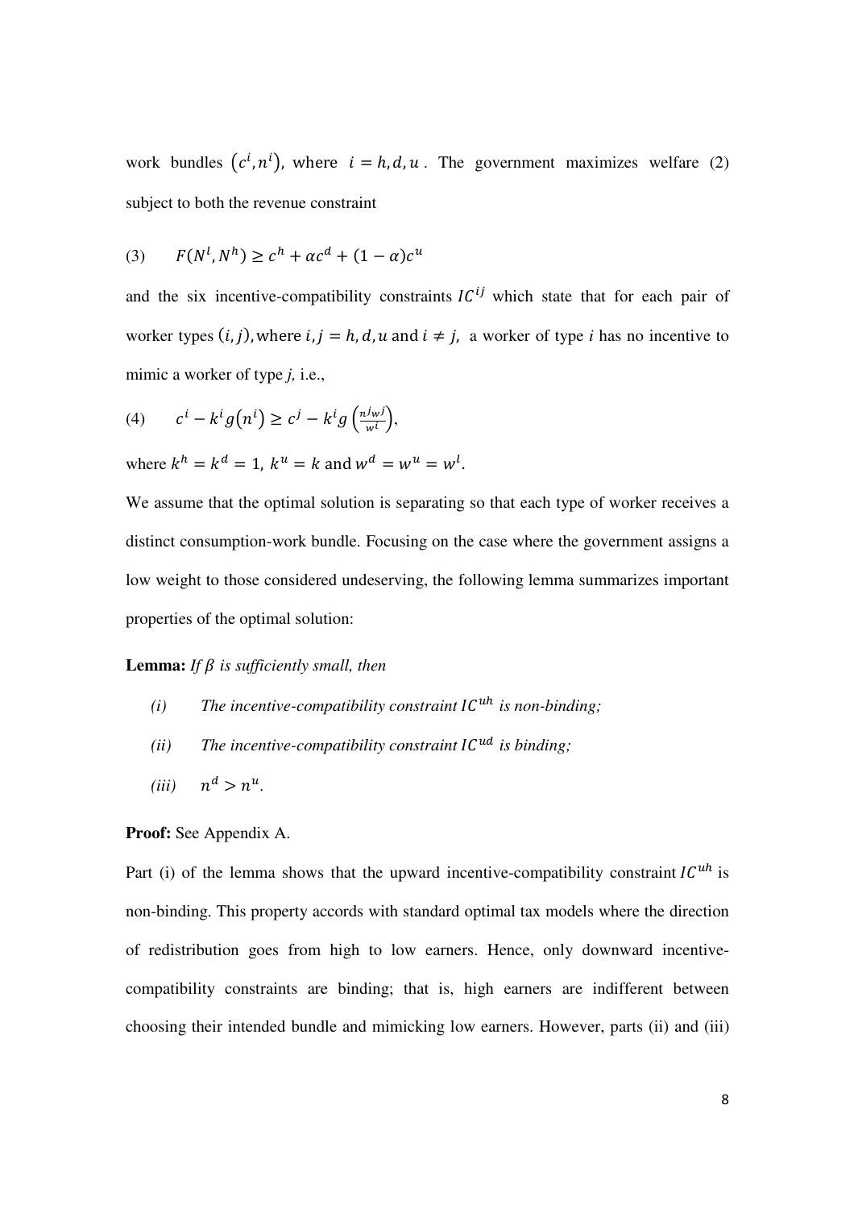work bundles $(c^i, n^i)$, where $i = h, d, u$. The government maximizes welfare (2) subject to both the revenue constraint

$$(3) \qquad F(N^l, N^h) \geq c^h + \alpha c^d + (1 - \alpha) c^u$$

and the six incentive-compatibility constraints $IC^{ij}$ which state that for each pair of worker types $(i, j)$, where $i, j = h, d, u$ and $i \neq j$, a worker of type *i* has no incentive to mimic a worker of type *j*, i.e.,

$$(4) \qquad c^i - k^i g(n^i) \geq c^j - k^i g\left(\frac{n^j w^j}{w^i}\right),$$

where $k^h = k^d = 1$, $k^u = k$ and $w^d = w^u = w^l$.

We assume that the optimal solution is separating so that each type of worker receives a distinct consumption-work bundle. Focusing on the case where the government assigns a low weight to those considered undeserving, the following lemma summarizes important properties of the optimal solution:

**Lemma:** *If $\beta$ is sufficiently small, then*

- *(i) The incentive-compatibility constraint $IC^{uh}$ is non-binding;*
- *(ii) The incentive-compatibility constraint $IC^{ud}$ is binding;*
- *(iii) $n^d > n^u$.*

**Proof:** See Appendix A.

Part (i) of the lemma shows that the upward incentive-compatibility constraint $IC^{uh}$ is non-binding. This property accords with standard optimal tax models where the direction of redistribution goes from high to low earners. Hence, only downward incentive-compatibility constraints are binding; that is, high earners are indifferent between choosing their intended bundle and mimicking low earners. However, parts (ii) and (iii)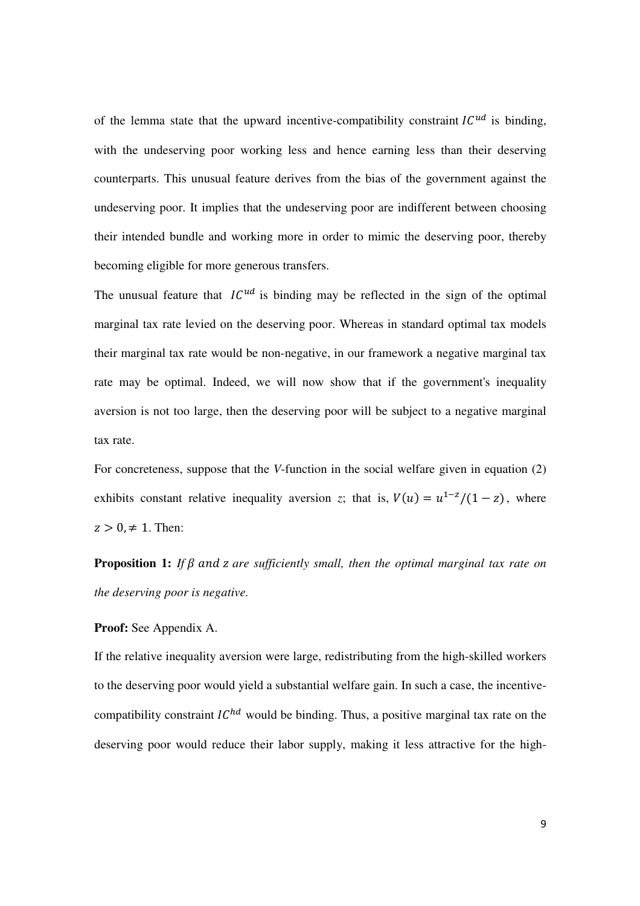of the lemma state that the upward incentive-compatibility constraint $IC^{ud}$ is binding, with the undeserving poor working less and hence earning less than their deserving counterparts. This unusual feature derives from the bias of the government against the undeserving poor. It implies that the undeserving poor are indifferent between choosing their intended bundle and working more in order to mimic the deserving poor, thereby becoming eligible for more generous transfers.

The unusual feature that $IC^{ud}$ is binding may be reflected in the sign of the optimal marginal tax rate levied on the deserving poor. Whereas in standard optimal tax models their marginal tax rate would be non-negative, in our framework a negative marginal tax rate may be optimal. Indeed, we will now show that if the government's inequality aversion is not too large, then the deserving poor will be subject to a negative marginal tax rate.

For concreteness, suppose that the *V*-function in the social welfare given in equation (2) exhibits constant relative inequality aversion *z*; that is, $V(u) = u^{1-z}/(1-z)$, where $z > 0, \neq 1$. Then:

**Proposition 1:** *If $\beta$ and $z$ are sufficiently small, then the optimal marginal tax rate on the deserving poor is negative.*

**Proof:** See Appendix A.

If the relative inequality aversion were large, redistributing from the high-skilled workers to the deserving poor would yield a substantial welfare gain. In such a case, the incentive-compatibility constraint $IC^{hd}$ would be binding. Thus, a positive marginal tax rate on the deserving poor would reduce their labor supply, making it less attractive for the high-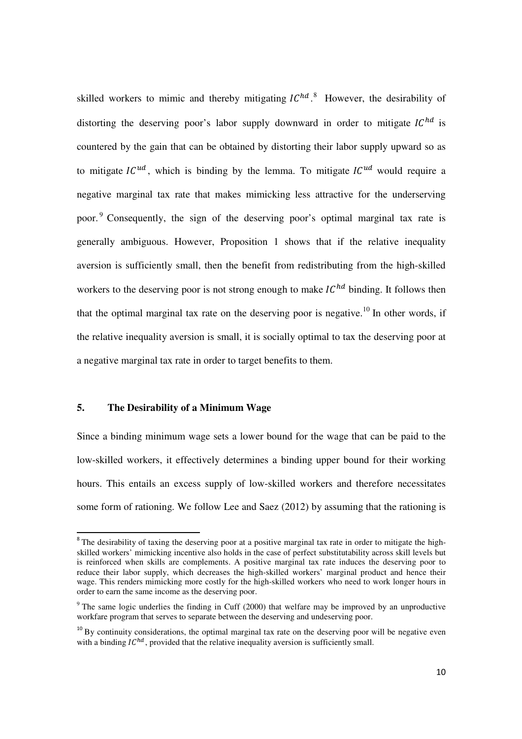skilled workers to mimic and thereby mitigating $IC^{hd}$.[8] However, the desirability of distorting the deserving poor's labor supply downward in order to mitigate $IC^{hd}$ is countered by the gain that can be obtained by distorting their labor supply upward so as to mitigate $IC^{ud}$, which is binding by the lemma. To mitigate $IC^{ud}$ would require a negative marginal tax rate that makes mimicking less attractive for the underserving poor.[9] Consequently, the sign of the deserving poor's optimal marginal tax rate is generally ambiguous. However, Proposition 1 shows that if the relative inequality aversion is sufficiently small, then the benefit from redistributing from the high-skilled workers to the deserving poor is not strong enough to make $IC^{hd}$ binding. It follows then that the optimal marginal tax rate on the deserving poor is negative.[10] In other words, if the relative inequality aversion is small, it is socially optimal to tax the deserving poor at a negative marginal tax rate in order to target benefits to them.

## 5. The Desirability of a Minimum Wage

Since a binding minimum wage sets a lower bound for the wage that can be paid to the low-skilled workers, it effectively determines a binding upper bound for their working hours. This entails an excess supply of low-skilled workers and therefore necessitates some form of rationing. We follow Lee and Saez (2012) by assuming that the rationing is

---

[8] The desirability of taxing the deserving poor at a positive marginal tax rate in order to mitigate the high-skilled workers' mimicking incentive also holds in the case of perfect substitutability across skill levels but is reinforced when skills are complements. A positive marginal tax rate induces the deserving poor to reduce their labor supply, which decreases the high-skilled workers' marginal product and hence their wage. This renders mimicking more costly for the high-skilled workers who need to work longer hours in order to earn the same income as the deserving poor.

[9] The same logic underlies the finding in Cuff (2000) that welfare may be improved by an unproductive workfare program that serves to separate between the deserving and undeserving poor.

[10] By continuity considerations, the optimal marginal tax rate on the deserving poor will be negative even with a binding $IC^{hd}$, provided that the relative inequality aversion is sufficiently small.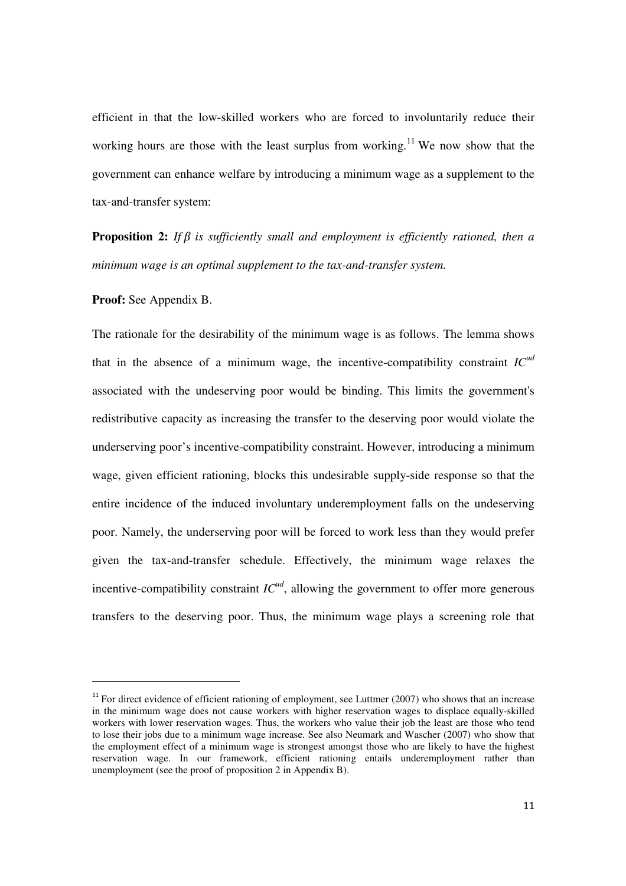efficient in that the low-skilled workers who are forced to involuntarily reduce their working hours are those with the least surplus from working.[11] We now show that the government can enhance welfare by introducing a minimum wage as a supplement to the tax-and-transfer system:

**Proposition 2:** *If $\beta$ is sufficiently small and employment is efficiently rationed, then a minimum wage is an optimal supplement to the tax-and-transfer system.*

**Proof:** See Appendix B.

The rationale for the desirability of the minimum wage is as follows. The lemma shows that in the absence of a minimum wage, the incentive-compatibility constraint $IC^{ud}$ associated with the undeserving poor would be binding. This limits the government's redistributive capacity as increasing the transfer to the deserving poor would violate the underserving poor's incentive-compatibility constraint. However, introducing a minimum wage, given efficient rationing, blocks this undesirable supply-side response so that the entire incidence of the induced involuntary underemployment falls on the undeserving poor. Namely, the underserving poor will be forced to work less than they would prefer given the tax-and-transfer schedule. Effectively, the minimum wage relaxes the incentive-compatibility constraint $IC^{ud}$, allowing the government to offer more generous transfers to the deserving poor. Thus, the minimum wage plays a screening role that

---

[11] For direct evidence of efficient rationing of employment, see Luttmer (2007) who shows that an increase in the minimum wage does not cause workers with higher reservation wages to displace equally-skilled workers with lower reservation wages. Thus, the workers who value their job the least are those who tend to lose their jobs due to a minimum wage increase. See also Neumark and Wascher (2007) who show that the employment effect of a minimum wage is strongest amongst those who are likely to have the highest reservation wage. In our framework, efficient rationing entails underemployment rather than unemployment (see the proof of proposition 2 in Appendix B).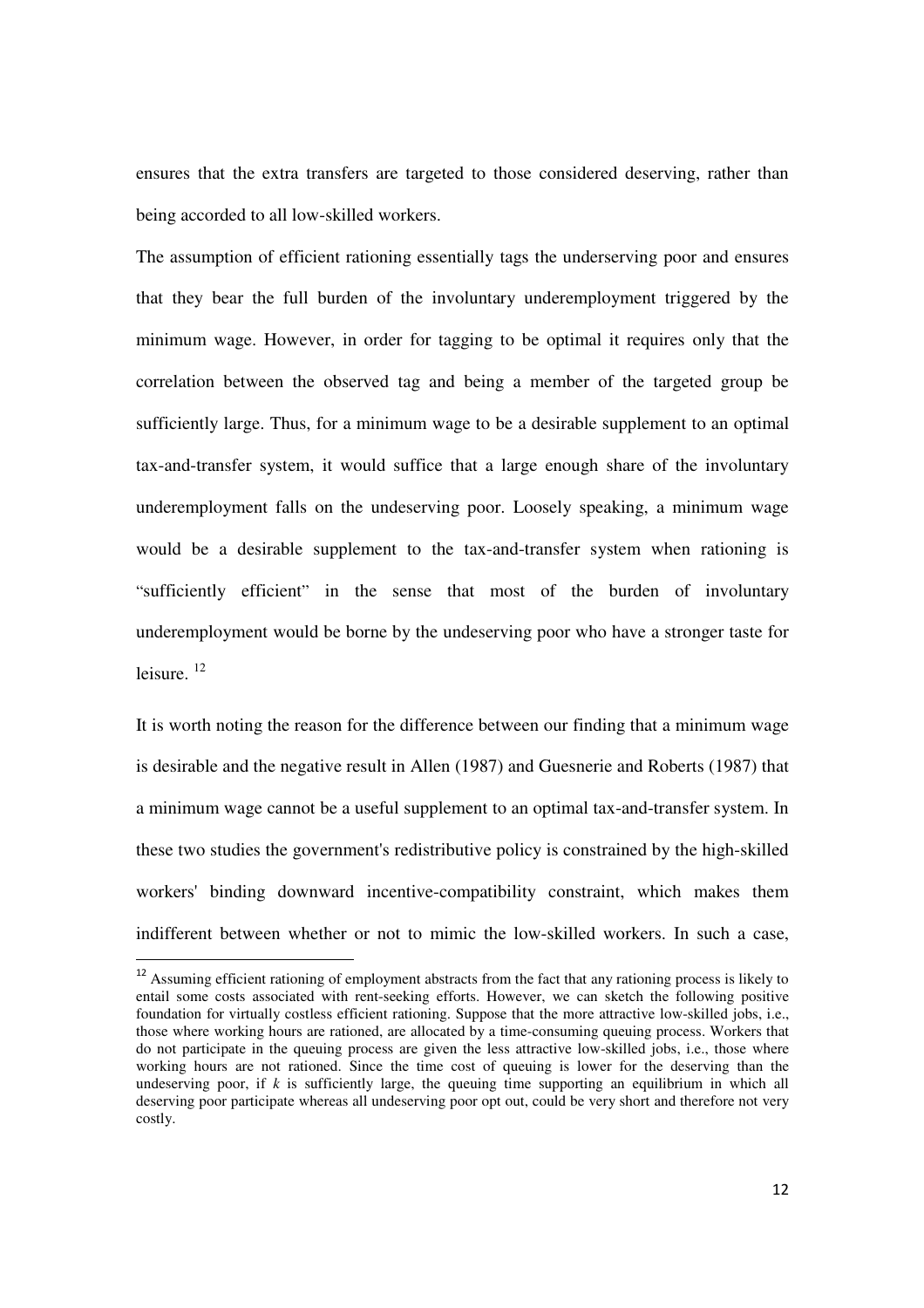ensures that the extra transfers are targeted to those considered deserving, rather than being accorded to all low-skilled workers.

The assumption of efficient rationing essentially tags the underserving poor and ensures that they bear the full burden of the involuntary underemployment triggered by the minimum wage. However, in order for tagging to be optimal it requires only that the correlation between the observed tag and being a member of the targeted group be sufficiently large. Thus, for a minimum wage to be a desirable supplement to an optimal tax-and-transfer system, it would suffice that a large enough share of the involuntary underemployment falls on the undeserving poor. Loosely speaking, a minimum wage would be a desirable supplement to the tax-and-transfer system when rationing is "sufficiently efficient" in the sense that most of the burden of involuntary underemployment would be borne by the undeserving poor who have a stronger taste for leisure. [12]

It is worth noting the reason for the difference between our finding that a minimum wage is desirable and the negative result in Allen (1987) and Guesnerie and Roberts (1987) that a minimum wage cannot be a useful supplement to an optimal tax-and-transfer system. In these two studies the government's redistributive policy is constrained by the high-skilled workers' binding downward incentive-compatibility constraint, which makes them indifferent between whether or not to mimic the low-skilled workers. In such a case,

---

[12] Assuming efficient rationing of employment abstracts from the fact that any rationing process is likely to entail some costs associated with rent-seeking efforts. However, we can sketch the following positive foundation for virtually costless efficient rationing. Suppose that the more attractive low-skilled jobs, i.e., those where working hours are rationed, are allocated by a time-consuming queuing process. Workers that do not participate in the queuing process are given the less attractive low-skilled jobs, i.e., those where working hours are not rationed. Since the time cost of queuing is lower for the deserving than the undeserving poor, if $k$ is sufficiently large, the queuing time supporting an equilibrium in which all deserving poor participate whereas all undeserving poor opt out, could be very short and therefore not very costly.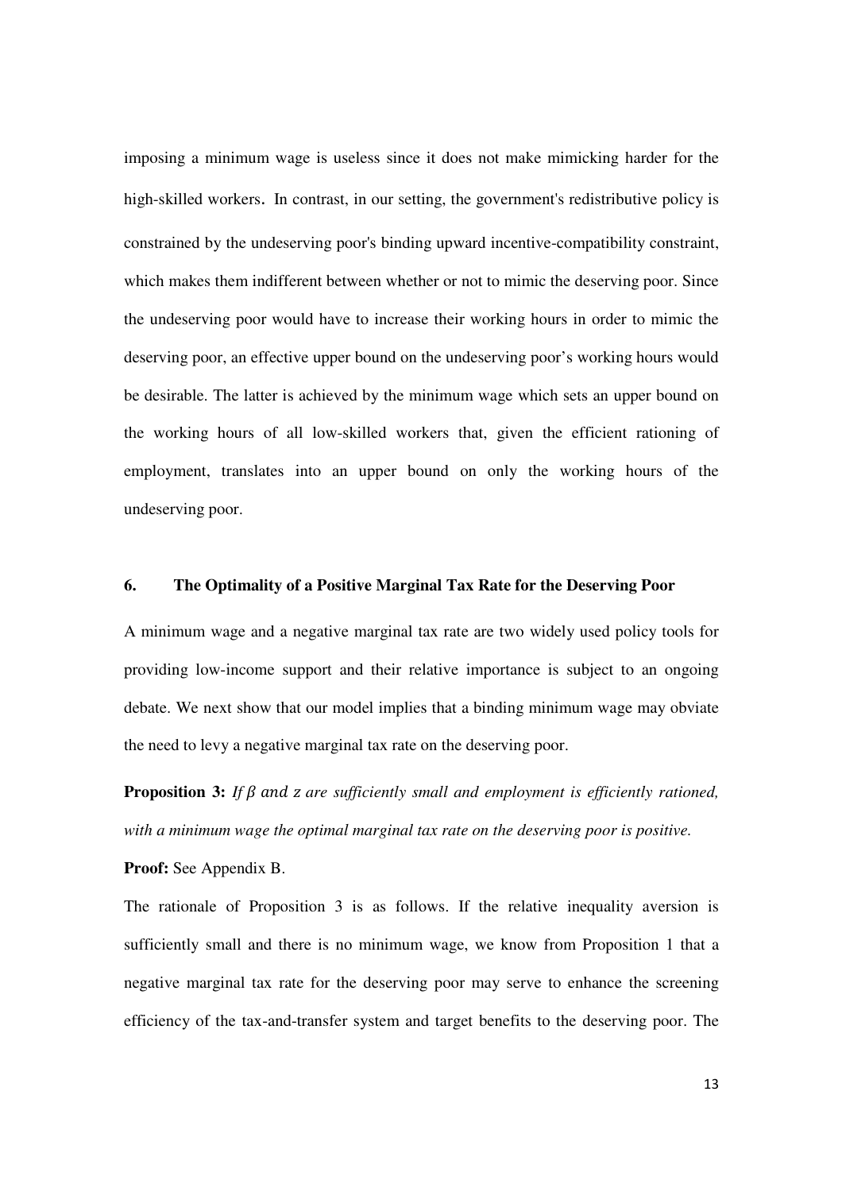imposing a minimum wage is useless since it does not make mimicking harder for the high-skilled workers. In contrast, in our setting, the government's redistributive policy is constrained by the undeserving poor's binding upward incentive-compatibility constraint, which makes them indifferent between whether or not to mimic the deserving poor. Since the undeserving poor would have to increase their working hours in order to mimic the deserving poor, an effective upper bound on the undeserving poor's working hours would be desirable. The latter is achieved by the minimum wage which sets an upper bound on the working hours of all low-skilled workers that, given the efficient rationing of employment, translates into an upper bound on only the working hours of the undeserving poor.

## 6. The Optimality of a Positive Marginal Tax Rate for the Deserving Poor

A minimum wage and a negative marginal tax rate are two widely used policy tools for providing low-income support and their relative importance is subject to an ongoing debate. We next show that our model implies that a binding minimum wage may obviate the need to levy a negative marginal tax rate on the deserving poor.

**Proposition 3:** *If $\beta$ and $z$ are sufficiently small and employment is efficiently rationed, with a minimum wage the optimal marginal tax rate on the deserving poor is positive.*

**Proof:** See Appendix B.

The rationale of Proposition 3 is as follows. If the relative inequality aversion is sufficiently small and there is no minimum wage, we know from Proposition 1 that a negative marginal tax rate for the deserving poor may serve to enhance the screening efficiency of the tax-and-transfer system and target benefits to the deserving poor. The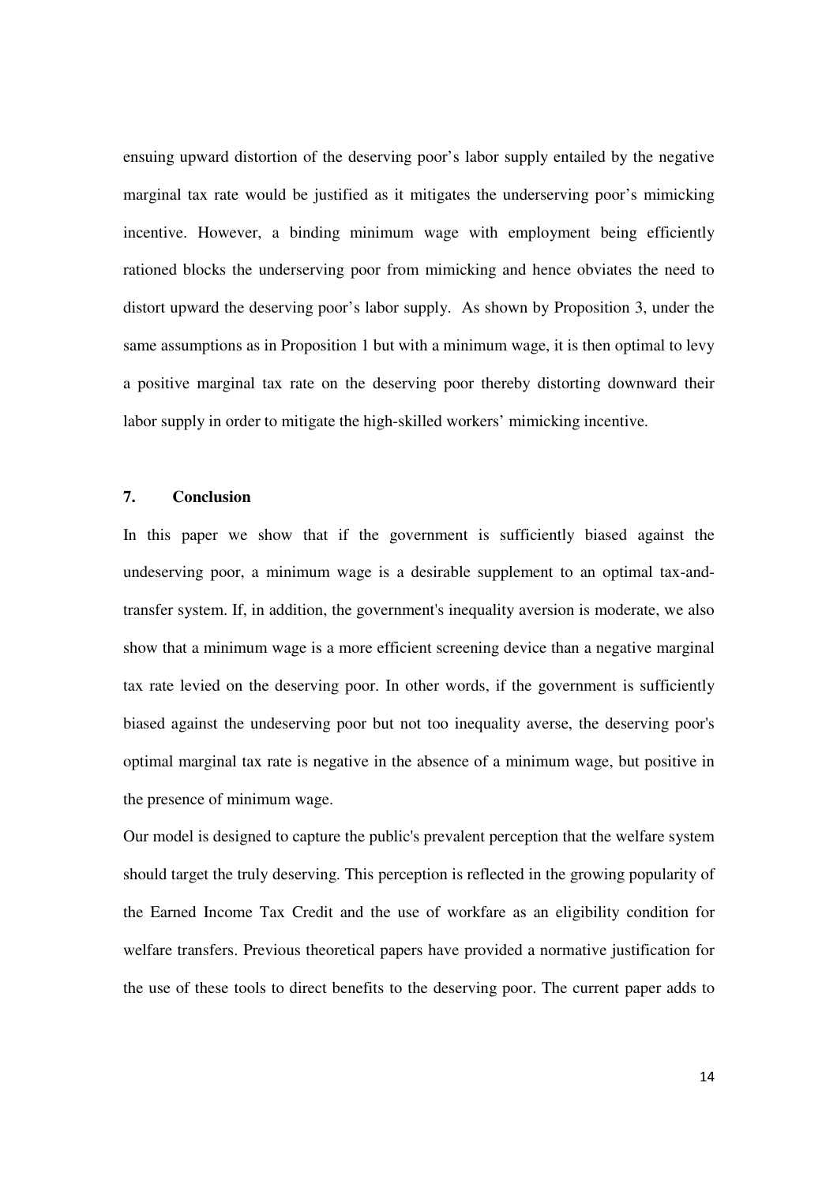ensuing upward distortion of the deserving poor's labor supply entailed by the negative marginal tax rate would be justified as it mitigates the underserving poor's mimicking incentive. However, a binding minimum wage with employment being efficiently rationed blocks the underserving poor from mimicking and hence obviates the need to distort upward the deserving poor's labor supply. As shown by Proposition 3, under the same assumptions as in Proposition 1 but with a minimum wage, it is then optimal to levy a positive marginal tax rate on the deserving poor thereby distorting downward their labor supply in order to mitigate the high-skilled workers' mimicking incentive.

## 7. Conclusion

In this paper we show that if the government is sufficiently biased against the undeserving poor, a minimum wage is a desirable supplement to an optimal tax-and-transfer system. If, in addition, the government's inequality aversion is moderate, we also show that a minimum wage is a more efficient screening device than a negative marginal tax rate levied on the deserving poor. In other words, if the government is sufficiently biased against the undeserving poor but not too inequality averse, the deserving poor's optimal marginal tax rate is negative in the absence of a minimum wage, but positive in the presence of minimum wage.

Our model is designed to capture the public's prevalent perception that the welfare system should target the truly deserving. This perception is reflected in the growing popularity of the Earned Income Tax Credit and the use of workfare as an eligibility condition for welfare transfers. Previous theoretical papers have provided a normative justification for the use of these tools to direct benefits to the deserving poor. The current paper adds to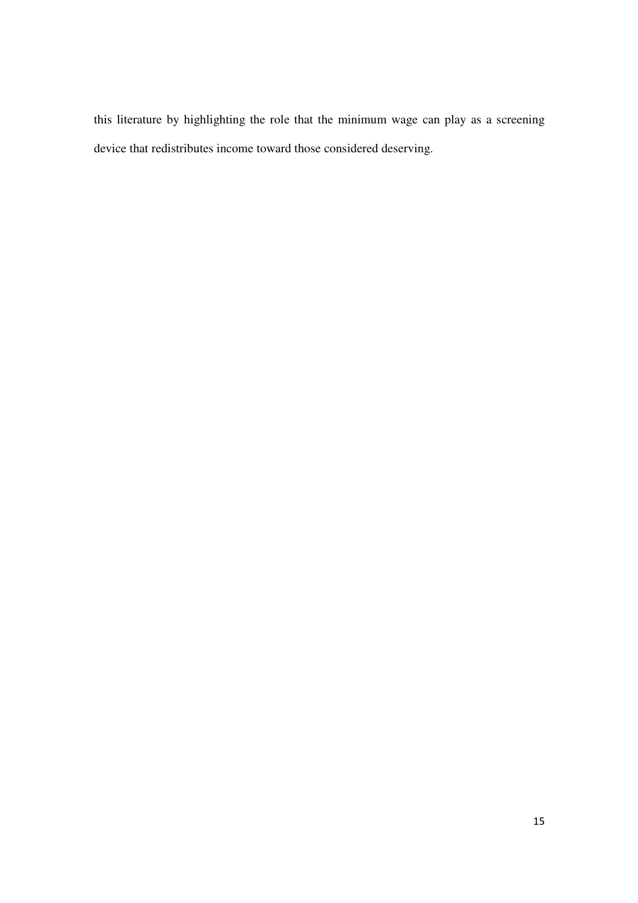this literature by highlighting the role that the minimum wage can play as a screening device that redistributes income toward those considered deserving.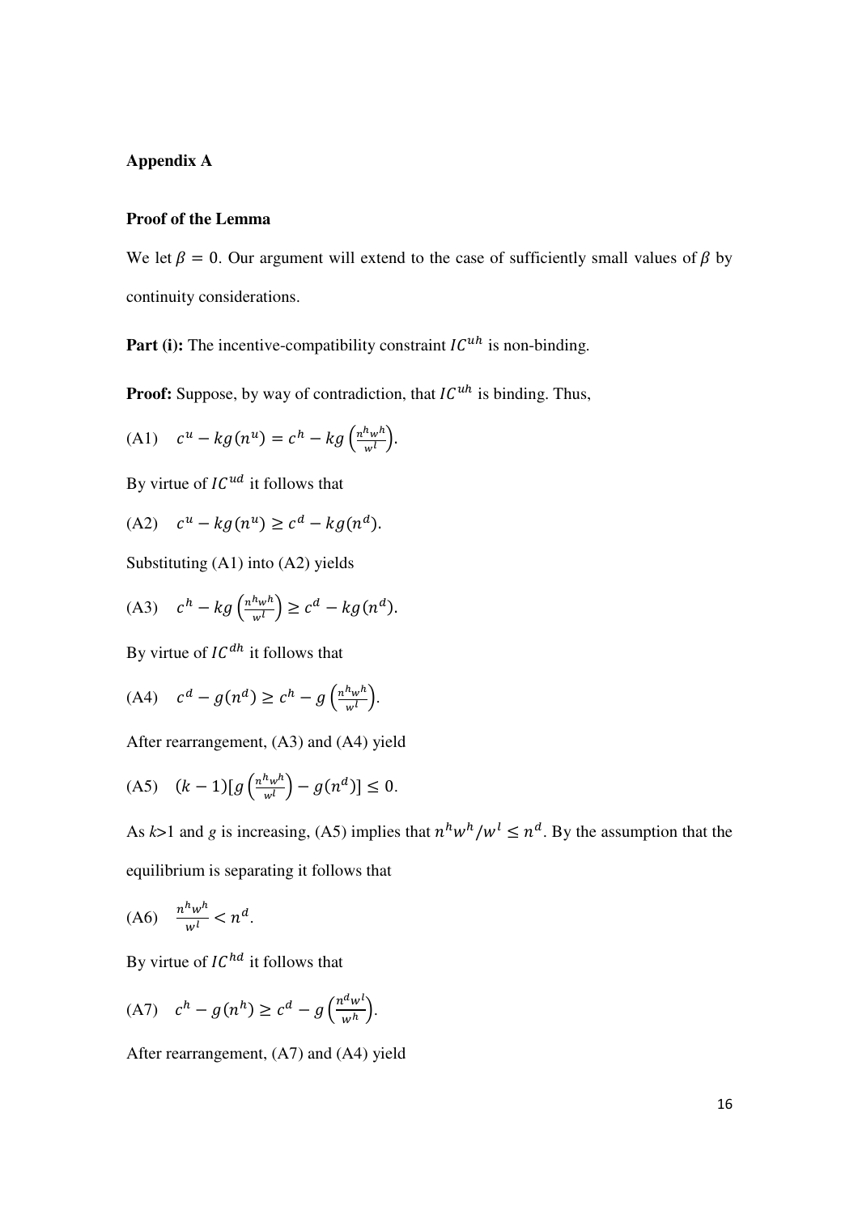## Appendix A

### Proof of the Lemma

We let $\beta = 0$. Our argument will extend to the case of sufficiently small values of $\beta$ by continuity considerations.

**Part (i):** The incentive-compatibility constraint $IC^{uh}$ is non-binding.

**Proof:** Suppose, by way of contradiction, that $IC^{uh}$ is binding. Thus,

(A1) $\quad c^u - kg(n^u) = c^h - kg\left(\frac{n^h w^h}{w^l}\right).$

By virtue of $IC^{ud}$ it follows that

(A2) $\quad c^u - kg(n^u) \geq c^d - kg(n^d).$

Substituting (A1) into (A2) yields

(A3) $\quad c^h - kg\left(\frac{n^h w^h}{w^l}\right) \geq c^d - kg(n^d).$

By virtue of $IC^{dh}$ it follows that

(A4) $\quad c^d - g(n^d) \geq c^h - g\left(\frac{n^h w^h}{w^l}\right).$

After rearrangement, (A3) and (A4) yield

(A5) $\quad (k-1)[g\left(\frac{n^h w^h}{w^l}\right) - g(n^d)] \leq 0.$

As $k$>1 and $g$ is increasing, (A5) implies that $n^h w^h / w^l \leq n^d$. By the assumption that the equilibrium is separating it follows that

(A6) $\quad \frac{n^h w^h}{w^l} < n^d.$

By virtue of $IC^{hd}$ it follows that

(A7) $\quad c^h - g(n^h) \geq c^d - g\left(\frac{n^d w^l}{w^h}\right).$

After rearrangement, (A7) and (A4) yield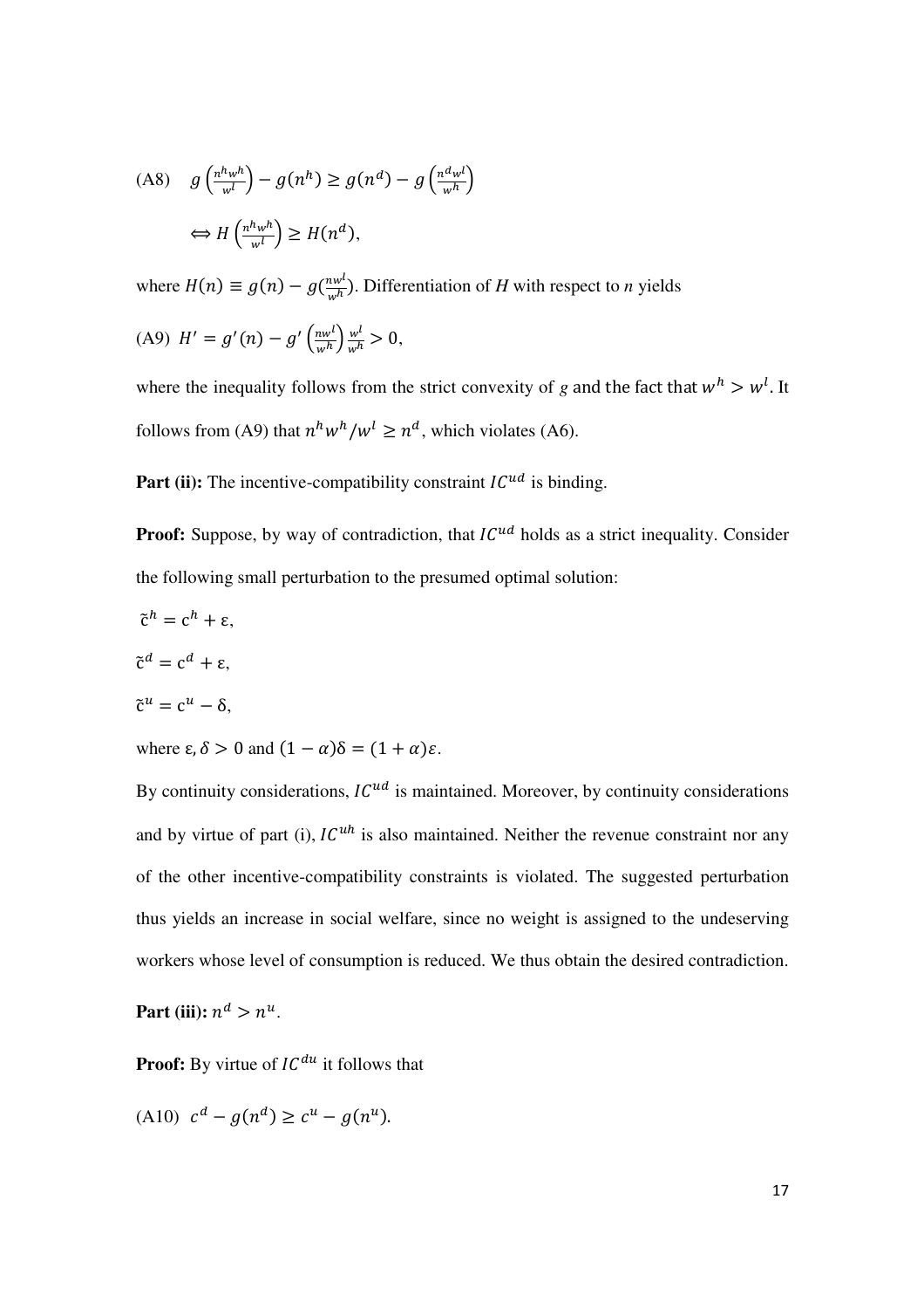(A8) $g\left(\frac{n^h w^h}{w^l}\right) - g(n^h) \geq g(n^d) - g\left(\frac{n^d w^l}{w^h}\right)$

$$\Leftrightarrow H\left(\frac{n^h w^h}{w^l}\right) \geq H(n^d),$$

where $H(n) \equiv g(n) - g(\frac{nw^l}{w^h})$. Differentiation of $H$ with respect to $n$ yields

(A9) $H' = g'(n) - g'\left(\frac{nw^l}{w^h}\right)\frac{w^l}{w^h} > 0,$

where the inequality follows from the strict convexity of $g$ and the fact that $w^h > w^l$. It follows from (A9) that $n^h w^h / w^l \geq n^d$, which violates (A6).

**Part (ii):** The incentive-compatibility constraint $IC^{ud}$ is binding.

**Proof:** Suppose, by way of contradiction, that $IC^{ud}$ holds as a strict inequality. Consider the following small perturbation to the presumed optimal solution:

$\tilde{c}^h = c^h + \varepsilon,$

$\tilde{c}^d = c^d + \varepsilon,$

$\tilde{c}^u = c^u - \delta,$

where $\varepsilon, \delta > 0$ and $(1-\alpha)\delta = (1+\alpha)\varepsilon$.

By continuity considerations, $IC^{ud}$ is maintained. Moreover, by continuity considerations and by virtue of part (i), $IC^{uh}$ is also maintained. Neither the revenue constraint nor any of the other incentive-compatibility constraints is violated. The suggested perturbation thus yields an increase in social welfare, since no weight is assigned to the undeserving workers whose level of consumption is reduced. We thus obtain the desired contradiction.

**Part (iii):** $n^d > n^u$.

**Proof:** By virtue of $IC^{du}$ it follows that

(A10) $c^d - g(n^d) \geq c^u - g(n^u).$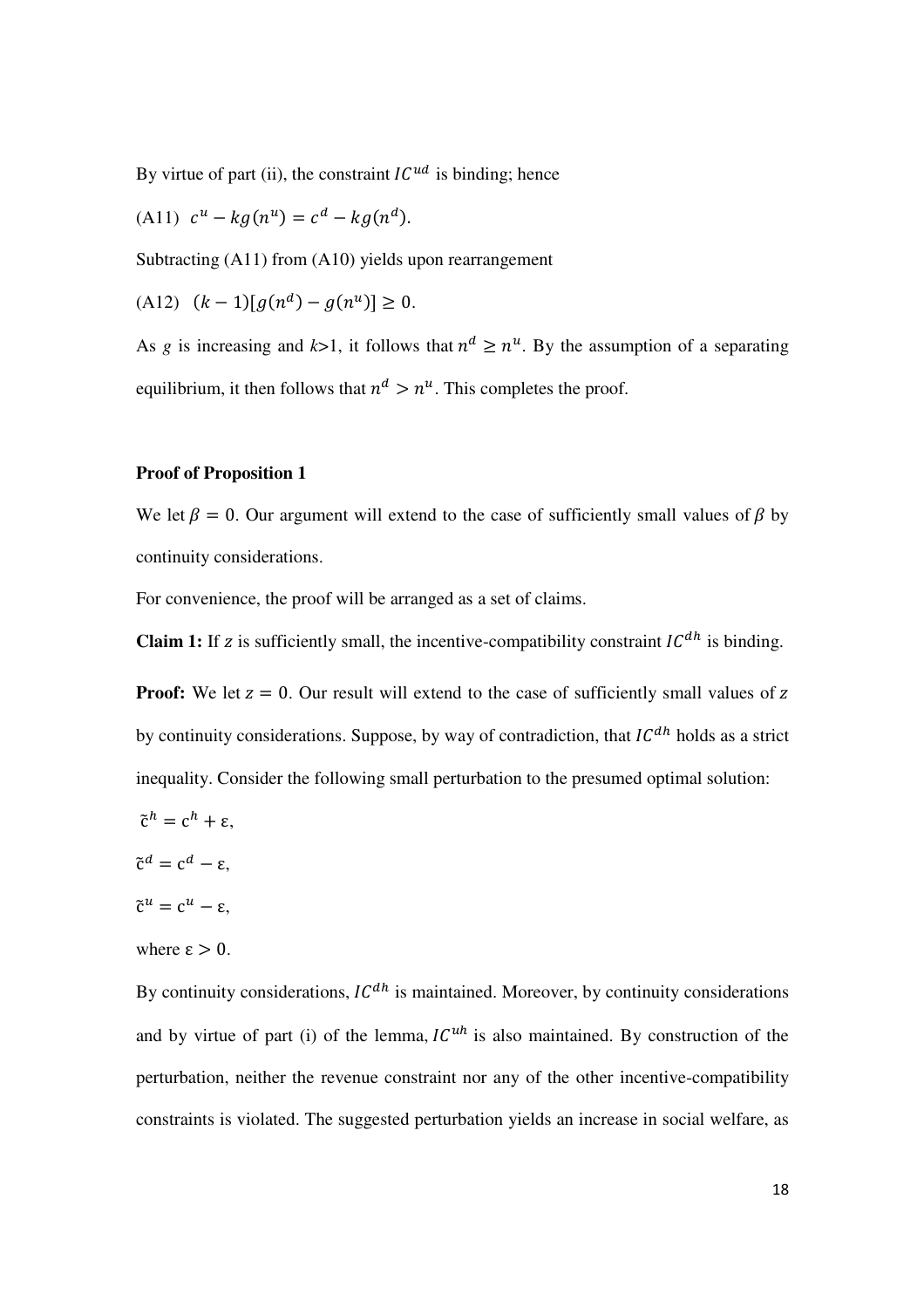By virtue of part (ii), the constraint $IC^{ud}$ is binding; hence

(A11) $c^u - kg(n^u) = c^d - kg(n^d)$.

Subtracting (A11) from (A10) yields upon rearrangement

(A12) $(k-1)[g(n^d) - g(n^u)] \geq 0$.

As $g$ is increasing and $k$>1, it follows that $n^d \geq n^u$. By the assumption of a separating equilibrium, it then follows that $n^d > n^u$. This completes the proof.

**Proof of Proposition 1**

We let $\beta = 0$. Our argument will extend to the case of sufficiently small values of $\beta$ by continuity considerations.

For convenience, the proof will be arranged as a set of claims.

**Claim 1:** If $z$ is sufficiently small, the incentive-compatibility constraint $IC^{dh}$ is binding.

**Proof:** We let $z = 0$. Our result will extend to the case of sufficiently small values of $z$ by continuity considerations. Suppose, by way of contradiction, that $IC^{dh}$ holds as a strict inequality. Consider the following small perturbation to the presumed optimal solution:

$\tilde{c}^h = c^h + \varepsilon$,

$\tilde{c}^d = c^d - \varepsilon$,

$\tilde{c}^u = c^u - \varepsilon$,

where $\varepsilon > 0$.

By continuity considerations, $IC^{dh}$ is maintained. Moreover, by continuity considerations and by virtue of part (i) of the lemma, $IC^{uh}$ is also maintained. By construction of the perturbation, neither the revenue constraint nor any of the other incentive-compatibility constraints is violated. The suggested perturbation yields an increase in social welfare, as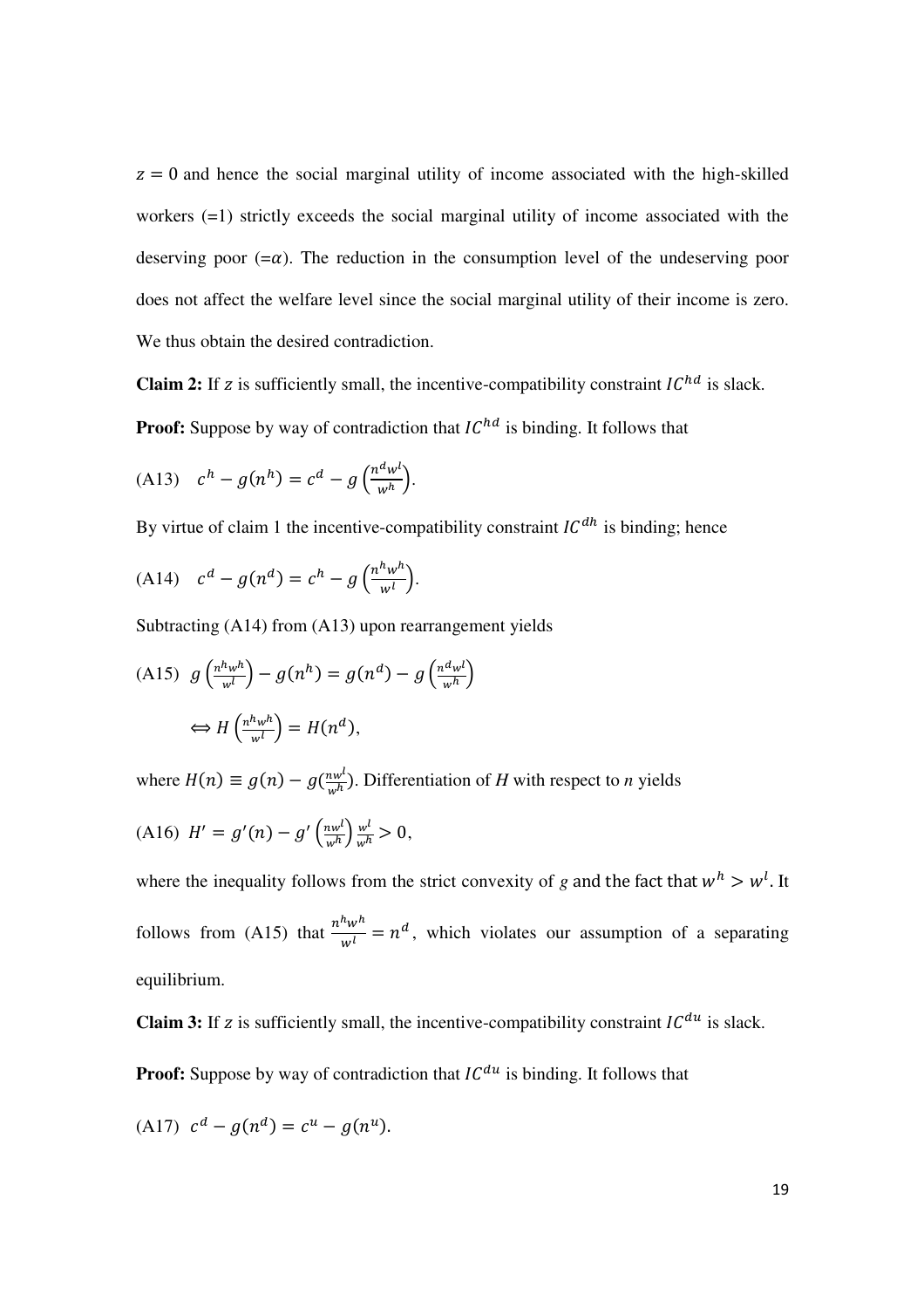$z = 0$ and hence the social marginal utility of income associated with the high-skilled workers (=1) strictly exceeds the social marginal utility of income associated with the deserving poor (=$\alpha$). The reduction in the consumption level of the undeserving poor does not affect the welfare level since the social marginal utility of their income is zero. We thus obtain the desired contradiction.

**Claim 2:** If $z$ is sufficiently small, the incentive-compatibility constraint $IC^{hd}$ is slack.

**Proof:** Suppose by way of contradiction that $IC^{hd}$ is binding. It follows that

(A13) $\quad c^h - g(n^h) = c^d - g\left(\frac{n^d w^l}{w^h}\right).$

By virtue of claim 1 the incentive-compatibility constraint $IC^{dh}$ is binding; hence

(A14) $\quad c^d - g(n^d) = c^h - g\left(\frac{n^h w^h}{w^l}\right).$

Subtracting (A14) from (A13) upon rearrangement yields

(A15) $\quad g\left(\frac{n^h w^h}{w^l}\right) - g(n^h) = g(n^d) - g\left(\frac{n^d w^l}{w^h}\right)$

$$\Leftrightarrow H\left(\frac{n^h w^h}{w^l}\right) = H(n^d),$$

where $H(n) \equiv g(n) - g(\frac{n w^l}{w^h})$. Differentiation of *H* with respect to *n* yields

(A16) $\quad H' = g'(n) - g'\left(\frac{n w^l}{w^h}\right)\frac{w^l}{w^h} > 0,$

where the inequality follows from the strict convexity of *g* and the fact that $w^h > w^l$. It follows from (A15) that $\frac{n^h w^h}{w^l} = n^d$, which violates our assumption of a separating equilibrium.

**Claim 3:** If $z$ is sufficiently small, the incentive-compatibility constraint $IC^{du}$ is slack.

**Proof:** Suppose by way of contradiction that $IC^{du}$ is binding. It follows that

(A17) $\quad c^d - g(n^d) = c^u - g(n^u).$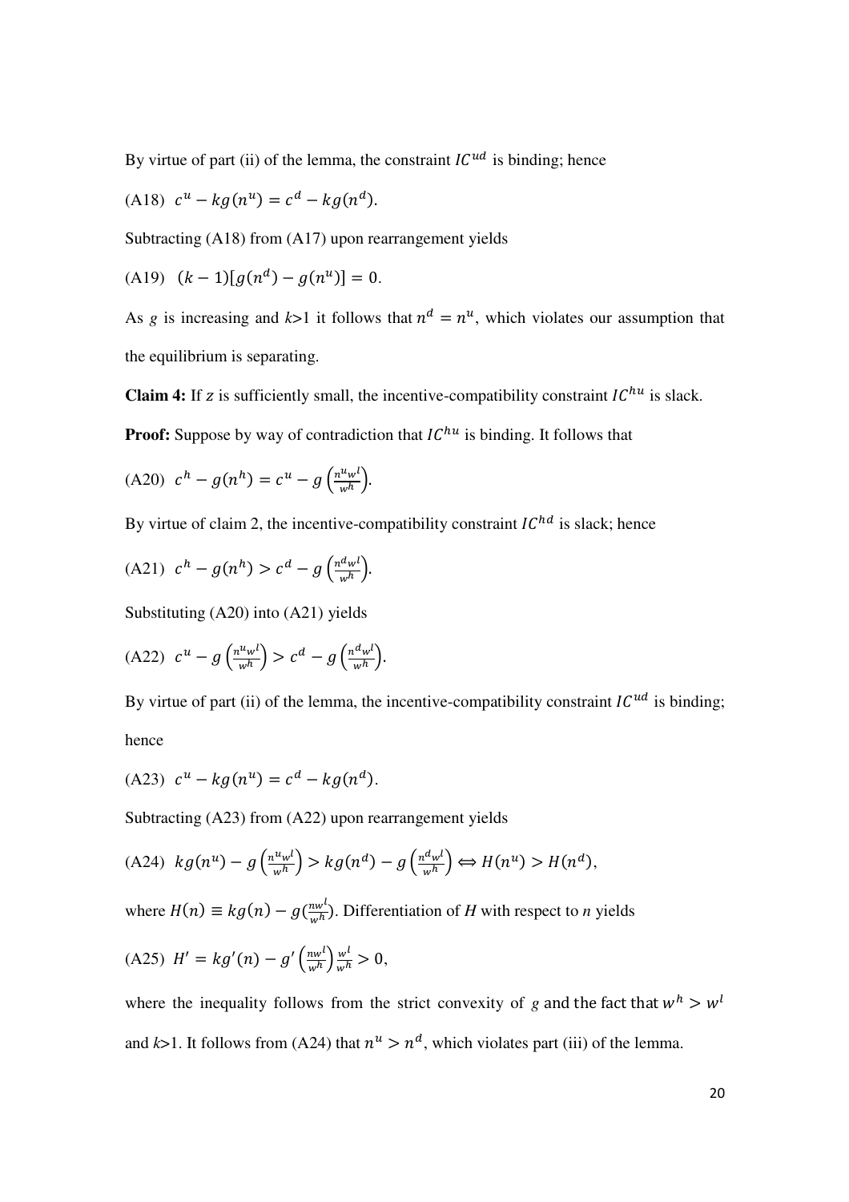By virtue of part (ii) of the lemma, the constraint $IC^{ud}$ is binding; hence

(A18) $c^u - kg(n^u) = c^d - kg(n^d)$.

Subtracting (A18) from (A17) upon rearrangement yields

(A19) $(k-1)[g(n^d) - g(n^u)] = 0$.

As $g$ is increasing and $k$>1 it follows that $n^d = n^u$, which violates our assumption that the equilibrium is separating.

**Claim 4:** If $z$ is sufficiently small, the incentive-compatibility constraint $IC^{hu}$ is slack.

**Proof:** Suppose by way of contradiction that $IC^{hu}$ is binding. It follows that

(A20) $c^h - g(n^h) = c^u - g\left(\frac{n^u w^l}{w^h}\right)$.

By virtue of claim 2, the incentive-compatibility constraint $IC^{hd}$ is slack; hence

(A21) $c^h - g(n^h) > c^d - g\left(\frac{n^d w^l}{w^h}\right)$.

Substituting (A20) into (A21) yields

(A22) $c^u - g\left(\frac{n^u w^l}{w^h}\right) > c^d - g\left(\frac{n^d w^l}{w^h}\right)$.

By virtue of part (ii) of the lemma, the incentive-compatibility constraint $IC^{ud}$ is binding; hence

(A23) $c^u - kg(n^u) = c^d - kg(n^d)$.

Subtracting (A23) from (A22) upon rearrangement yields

(A24) $kg(n^u) - g\left(\frac{n^u w^l}{w^h}\right) > kg(n^d) - g\left(\frac{n^d w^l}{w^h}\right) \Leftrightarrow H(n^u) > H(n^d)$,

where $H(n) \equiv kg(n) - g(\frac{nw^l}{w^h})$. Differentiation of $H$ with respect to $n$ yields

(A25) $H' = kg'(n) - g'\left(\frac{nw^l}{w^h}\right)\frac{w^l}{w^h} > 0$,

where the inequality follows from the strict convexity of $g$ and the fact that $w^h > w^l$ and $k$>1. It follows from (A24) that $n^u > n^d$, which violates part (iii) of the lemma.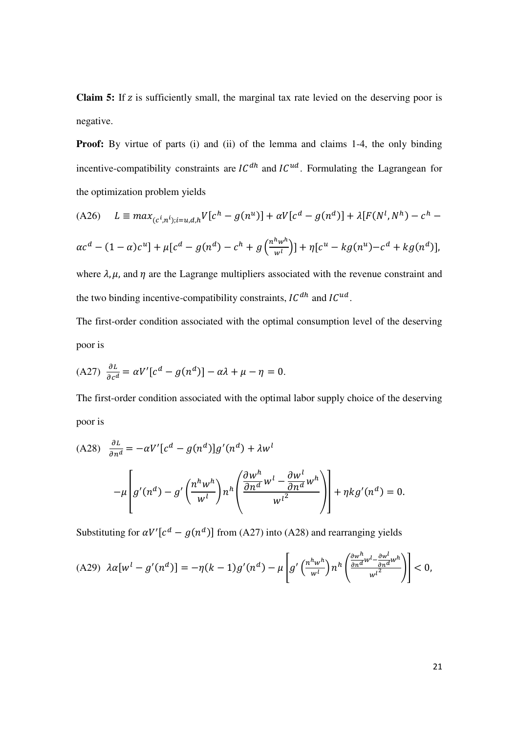**Claim 5:** If $z$ is sufficiently small, the marginal tax rate levied on the deserving poor is negative.

**Proof:** By virtue of parts (i) and (ii) of the lemma and claims 1-4, the only binding incentive-compatibility constraints are $IC^{dh}$ and $IC^{ud}$. Formulating the Lagrangean for the optimization problem yields

$$\text{(A26)} \quad L \equiv max_{(c^i,n^i);i=u,d,h} V[c^h - g(n^u)] + \alpha V[c^d - g(n^d)] + \lambda[F(N^l, N^h) - c^h - \alpha c^d - (1-\alpha)c^u] + \mu\left[c^d - g(n^d) - c^h + g\left(\frac{n^h w^h}{w^l}\right)\right] + \eta[c^u - kg(n^u) - c^d + kg(n^d)],$$

where $\lambda, \mu$, and $\eta$ are the Lagrange multipliers associated with the revenue constraint and the two binding incentive-compatibility constraints, $IC^{dh}$ and $IC^{ud}$.

The first-order condition associated with the optimal consumption level of the deserving poor is

$$\text{(A27)} \quad \frac{\partial L}{\partial c^d} = \alpha V'[c^d - g(n^d)] - \alpha\lambda + \mu - \eta = 0.$$

The first-order condition associated with the optimal labor supply choice of the deserving poor is

$$\text{(A28)} \quad \frac{\partial L}{\partial n^d} = -\alpha V'[c^d - g(n^d)]g'(n^d) + \lambda w^l - \mu\left[g'(n^d) - g'\left(\frac{n^h w^h}{w^l}\right)n^h\left(\frac{\frac{\partial w^h}{\partial n^d}w^l - \frac{\partial w^l}{\partial n^d}w^h}{{w^l}^2}\right)\right] + \eta k g'(n^d) = 0.$$

Substituting for $\alpha V'[c^d - g(n^d)]$ from (A27) into (A28) and rearranging yields

$$\text{(A29)} \quad \lambda\alpha[w^l - g'(n^d)] = -\eta(k-1)g'(n^d) - \mu\left[g'\left(\frac{n^h w^h}{w^l}\right)n^h\left(\frac{\frac{\partial w^h}{\partial n^d}w^l - \frac{\partial w^l}{\partial n^d}w^h}{{w^l}^2}\right)\right] < 0,$$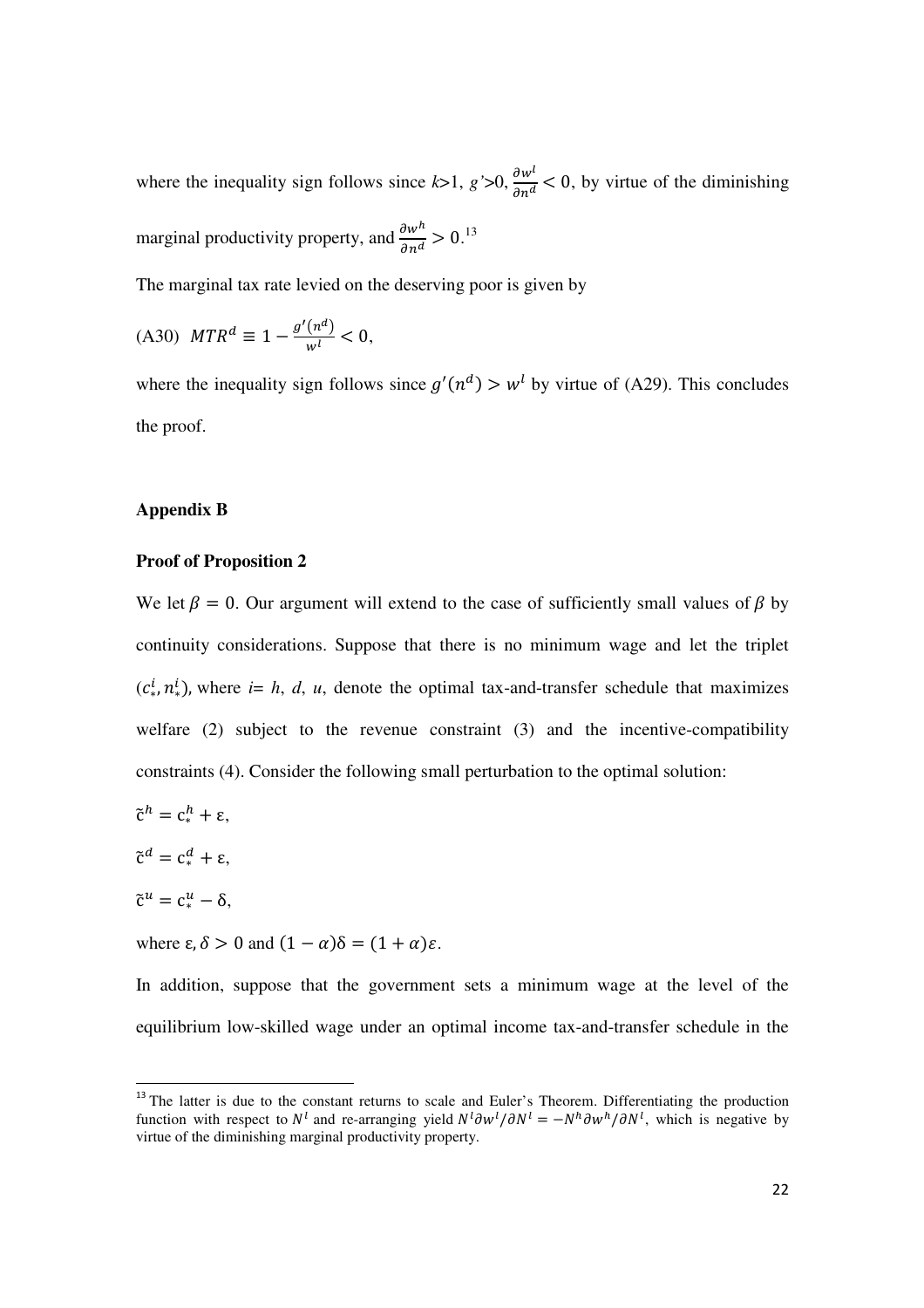where the inequality sign follows since $k$>1, $g'$>0, $\frac{\partial w^l}{\partial n^d} < 0$, by virtue of the diminishing marginal productivity property, and $\frac{\partial w^h}{\partial n^d} > 0$.[13]

The marginal tax rate levied on the deserving poor is given by

(A30) $MTR^d \equiv 1 - \frac{g'(n^d)}{w^l} < 0$,

where the inequality sign follows since $g'(n^d) > w^l$ by virtue of (A29). This concludes the proof.

## Appendix B

### Proof of Proposition 2

We let $\beta = 0$. Our argument will extend to the case of sufficiently small values of $\beta$ by continuity considerations. Suppose that there is no minimum wage and let the triplet $(c_*^i, n_*^i)$, where $i$= $h$, $d$, $u$, denote the optimal tax-and-transfer schedule that maximizes welfare (2) subject to the revenue constraint (3) and the incentive-compatibility constraints (4). Consider the following small perturbation to the optimal solution:

$\tilde{c}^h = c_*^h + \varepsilon$,

$\tilde{c}^d = c_*^d + \varepsilon$,

$\tilde{c}^u = c_*^u - \delta$,

where $\varepsilon, \delta > 0$ and $(1 - \alpha)\delta = (1 + \alpha)\varepsilon$.

In addition, suppose that the government sets a minimum wage at the level of the equilibrium low-skilled wage under an optimal income tax-and-transfer schedule in the

[13] The latter is due to the constant returns to scale and Euler's Theorem. Differentiating the production function with respect to $N^l$ and re-arranging yield $N^l \partial w^l / \partial N^l = -N^h \partial w^h / \partial N^l$, which is negative by virtue of the diminishing marginal productivity property.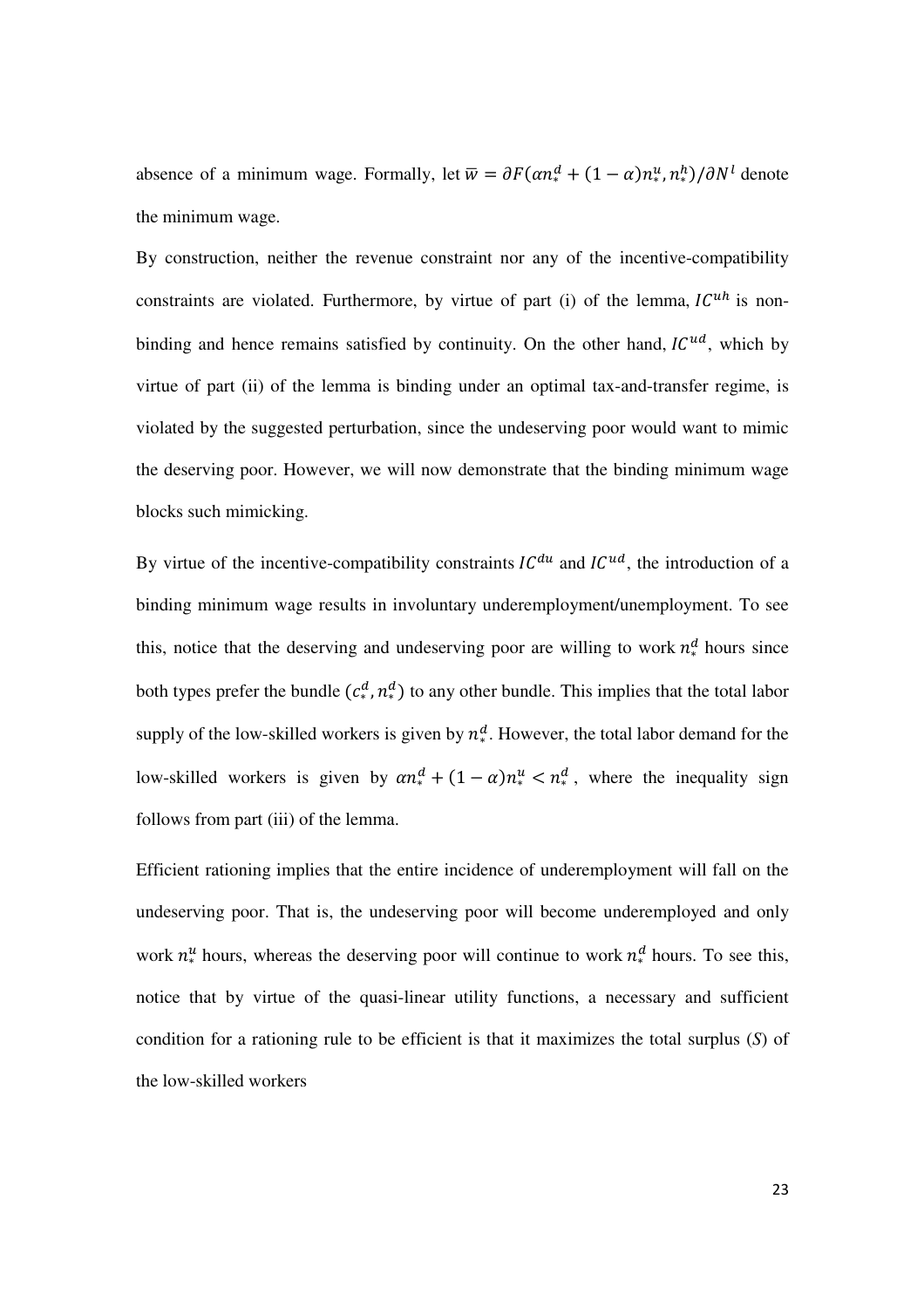absence of a minimum wage. Formally, let $\overline{w} = \partial F(\alpha n_*^d + (1-\alpha)n_*^u, n_*^h)/\partial N^l$ denote the minimum wage.

By construction, neither the revenue constraint nor any of the incentive-compatibility constraints are violated. Furthermore, by virtue of part (i) of the lemma, $IC^{uh}$ is non-binding and hence remains satisfied by continuity. On the other hand, $IC^{ud}$, which by virtue of part (ii) of the lemma is binding under an optimal tax-and-transfer regime, is violated by the suggested perturbation, since the undeserving poor would want to mimic the deserving poor. However, we will now demonstrate that the binding minimum wage blocks such mimicking.

By virtue of the incentive-compatibility constraints $IC^{du}$ and $IC^{ud}$, the introduction of a binding minimum wage results in involuntary underemployment/unemployment. To see this, notice that the deserving and undeserving poor are willing to work $n_*^d$ hours since both types prefer the bundle $(c_*^d, n_*^d)$ to any other bundle. This implies that the total labor supply of the low-skilled workers is given by $n_*^d$. However, the total labor demand for the low-skilled workers is given by $\alpha n_*^d + (1-\alpha)n_*^u < n_*^d$, where the inequality sign follows from part (iii) of the lemma.

Efficient rationing implies that the entire incidence of underemployment will fall on the undeserving poor. That is, the undeserving poor will become underemployed and only work $n_*^u$ hours, whereas the deserving poor will continue to work $n_*^d$ hours. To see this, notice that by virtue of the quasi-linear utility functions, a necessary and sufficient condition for a rationing rule to be efficient is that it maximizes the total surplus (*S*) of the low-skilled workers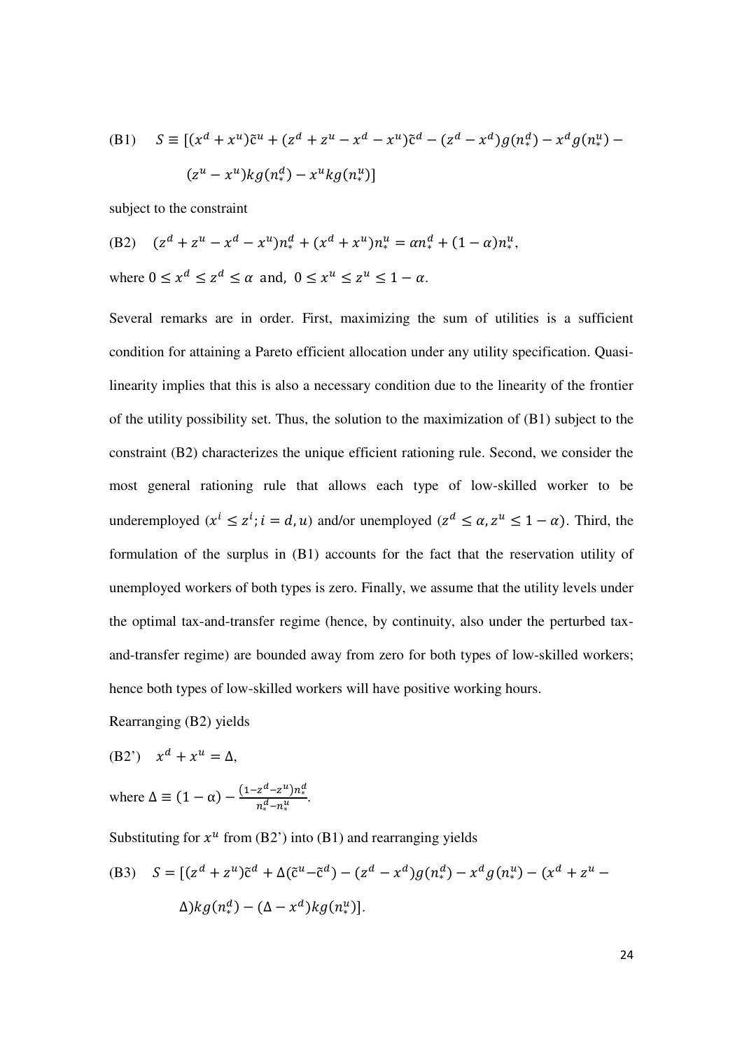(B1) $$S \equiv [(x^d + x^u)\tilde{c}^u + (z^d + z^u - x^d - x^u)\tilde{c}^d - (z^d - x^d)g(n_*^d) - x^d g(n_*^u) - (z^u - x^u)kg(n_*^d) - x^u kg(n_*^u)]$$

subject to the constraint

(B2) $$(z^d + z^u - x^d - x^u)n_*^d + (x^d + x^u)n_*^u = \alpha n_*^d + (1-\alpha)n_*^u,$$

where $0 \leq x^d \leq z^d \leq \alpha$ and, $0 \leq x^u \leq z^u \leq 1 - \alpha$.

Several remarks are in order. First, maximizing the sum of utilities is a sufficient condition for attaining a Pareto efficient allocation under any utility specification. Quasi-linearity implies that this is also a necessary condition due to the linearity of the frontier of the utility possibility set. Thus, the solution to the maximization of (B1) subject to the constraint (B2) characterizes the unique efficient rationing rule. Second, we consider the most general rationing rule that allows each type of low-skilled worker to be underemployed ($x^i \leq z^i; i = d, u$) and/or unemployed ($z^d \leq \alpha, z^u \leq 1 - \alpha$). Third, the formulation of the surplus in (B1) accounts for the fact that the reservation utility of unemployed workers of both types is zero. Finally, we assume that the utility levels under the optimal tax-and-transfer regime (hence, by continuity, also under the perturbed tax-and-transfer regime) are bounded away from zero for both types of low-skilled workers; hence both types of low-skilled workers will have positive working hours.

Rearranging (B2) yields

(B2') $$x^d + x^u = \Delta,$$

where $\Delta \equiv (1 - \alpha) - \frac{(1 - z^d - z^u)n_*^d}{n_*^d - n_*^u}$.

Substituting for $x^u$ from (B2') into (B1) and rearranging yields

(B3) $$S = [(z^d + z^u)\tilde{c}^d + \Delta(\tilde{c}^u - \tilde{c}^d) - (z^d - x^d)g(n_*^d) - x^d g(n_*^u) - (x^d + z^u - \Delta)kg(n_*^d) - (\Delta - x^d)kg(n_*^u)].$$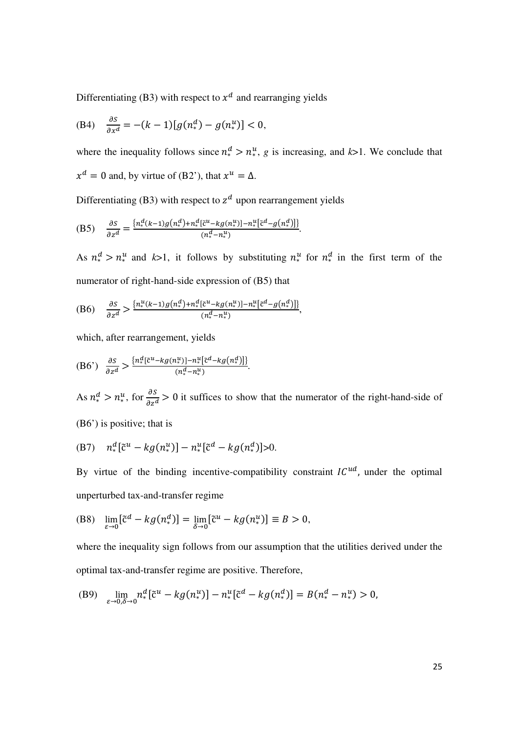Differentiating (B3) with respect to $x^d$ and rearranging yields

$$\text{(B4)} \quad \frac{\partial S}{\partial x^d} = -(k-1)[g(n_*^d) - g(n_*^u)] < 0,$$

where the inequality follows since $n_*^d > n_*^u$, $g$ is increasing, and $k$>1. We conclude that $x^d = 0$ and, by virtue of (B2'), that $x^u = \Delta$.

Differentiating (B3) with respect to $z^d$ upon rearrangement yields

$$\text{(B5)} \quad \frac{\partial S}{\partial z^d} = \frac{\{n_*^d(k-1)g(n_*^d) + n_*^d[\tilde{c}^u - kg(n_*^u)] - n_*^u[\tilde{c}^d - g(n_*^d)]\}}{(n_*^d - n_*^u)}.$$

As $n_*^d > n_*^u$ and $k$>1, it follows by substituting $n_*^u$ for $n_*^d$ in the first term of the numerator of right-hand-side expression of (B5) that

$$\text{(B6)} \quad \frac{\partial S}{\partial z^d} > \frac{\{n_*^u(k-1)g(n_*^d) + n_*^d[\tilde{c}^u - kg(n_*^u)] - n_*^u[\tilde{c}^d - g(n_*^d)]\}}{(n_*^d - n_*^u)},$$

which, after rearrangement, yields

$$\text{(B6')} \quad \frac{\partial S}{\partial z^d} > \frac{\{n_*^d[\tilde{c}^u - kg(n_*^u)] - n_*^u[\tilde{c}^d - kg(n_*^d)]\}}{(n_*^d - n_*^u)}.$$

As $n_*^d > n_*^u$, for $\frac{\partial S}{\partial z^d} > 0$ it suffices to show that the numerator of the right-hand-side of (B6') is positive; that is

$$\text{(B7)} \quad n_*^d[\tilde{c}^u - kg(n_*^u)] - n_*^u[\tilde{c}^d - kg(n_*^d)] > 0.$$

By virtue of the binding incentive-compatibility constraint $IC^{ud}$, under the optimal unperturbed tax-and-transfer regime

$$\text{(B8)} \quad \lim_{\varepsilon \to 0}[\tilde{c}^d - kg(n_*^d)] = \lim_{\delta \to 0}[\tilde{c}^u - kg(n_*^u)] \equiv B > 0,$$

where the inequality sign follows from our assumption that the utilities derived under the optimal tax-and-transfer regime are positive. Therefore,

$$\text{(B9)} \quad \lim_{\varepsilon \to 0, \delta \to 0} n_*^d[\tilde{c}^u - kg(n_*^u)] - n_*^u[\tilde{c}^d - kg(n_*^d)] = B(n_*^d - n_*^u) > 0,$$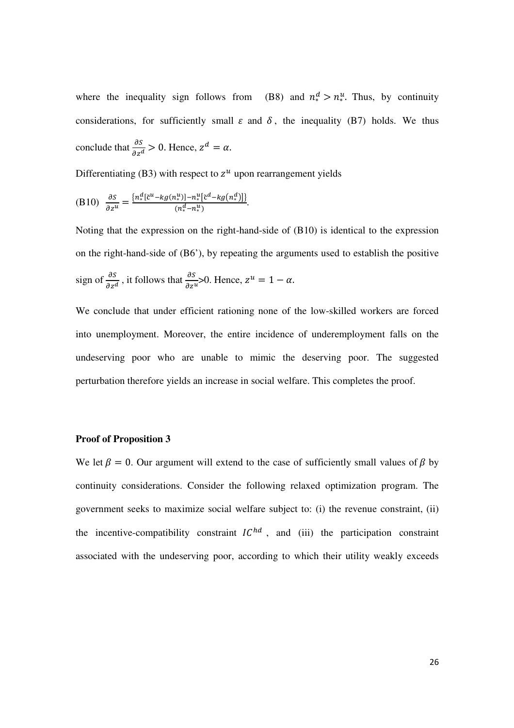where the inequality sign follows from (B8) and $n_*^d > n_*^u$. Thus, by continuity considerations, for sufficiently small $\varepsilon$ and $\delta$, the inequality (B7) holds. We thus conclude that $\frac{\partial S}{\partial z^d} > 0$. Hence, $z^d = \alpha$.

Differentiating (B3) with respect to $z^u$ upon rearrangement yields

(B10) $\frac{\partial S}{\partial z^u} = \frac{\{n_*^d[\tilde{c}^u - kg(n_*^u)] - n_*^u[\tilde{c}^d - kg(n_*^d)]\}}{(n_*^d - n_*^u)}$.

Noting that the expression on the right-hand-side of (B10) is identical to the expression on the right-hand-side of (B6'), by repeating the arguments used to establish the positive sign of $\frac{\partial S}{\partial z^d}$, it follows that $\frac{\partial S}{\partial z^u}$>0. Hence, $z^u = 1 - \alpha$.

We conclude that under efficient rationing none of the low-skilled workers are forced into unemployment. Moreover, the entire incidence of underemployment falls on the undeserving poor who are unable to mimic the deserving poor. The suggested perturbation therefore yields an increase in social welfare. This completes the proof.

**Proof of Proposition 3**

We let $\beta = 0$. Our argument will extend to the case of sufficiently small values of $\beta$ by continuity considerations. Consider the following relaxed optimization program. The government seeks to maximize social welfare subject to: (i) the revenue constraint, (ii) the incentive-compatibility constraint $IC^{hd}$, and (iii) the participation constraint associated with the undeserving poor, according to which their utility weakly exceeds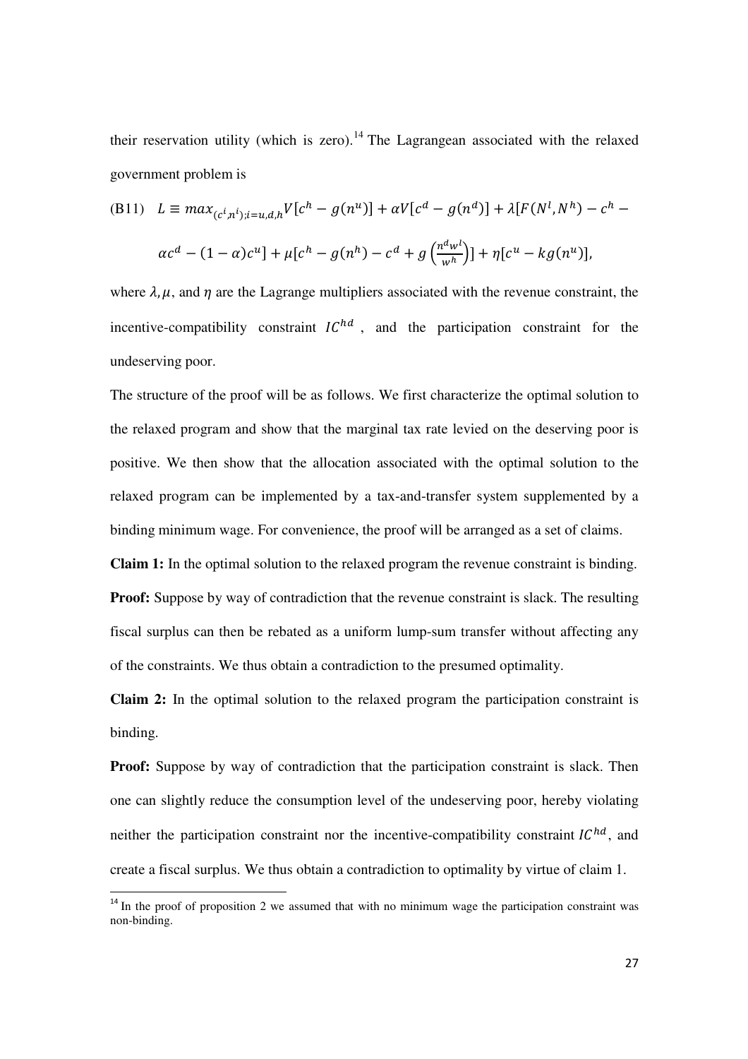their reservation utility (which is zero).[14] The Lagrangean associated with the relaxed government problem is

$$\text{(B11)} \quad L \equiv max_{(c^i,n^i);i=u,d,h} V[c^h - g(n^u)] + \alpha V[c^d - g(n^d)] + \lambda[F(N^l, N^h) - c^h - \alpha c^d - (1-\alpha)c^u] + \mu[c^h - g(n^h) - c^d + g\left(\frac{n^d w^l}{w^h}\right)] + \eta[c^u - kg(n^u)],$$

where $\lambda, \mu$, and $\eta$ are the Lagrange multipliers associated with the revenue constraint, the incentive-compatibility constraint $IC^{hd}$ , and the participation constraint for the undeserving poor.

The structure of the proof will be as follows. We first characterize the optimal solution to the relaxed program and show that the marginal tax rate levied on the deserving poor is positive. We then show that the allocation associated with the optimal solution to the relaxed program can be implemented by a tax-and-transfer system supplemented by a binding minimum wage. For convenience, the proof will be arranged as a set of claims.

**Claim 1:** In the optimal solution to the relaxed program the revenue constraint is binding.

**Proof:** Suppose by way of contradiction that the revenue constraint is slack. The resulting fiscal surplus can then be rebated as a uniform lump-sum transfer without affecting any of the constraints. We thus obtain a contradiction to the presumed optimality.

**Claim 2:** In the optimal solution to the relaxed program the participation constraint is binding.

**Proof:** Suppose by way of contradiction that the participation constraint is slack. Then one can slightly reduce the consumption level of the undeserving poor, hereby violating neither the participation constraint nor the incentive-compatibility constraint $IC^{hd}$, and create a fiscal surplus. We thus obtain a contradiction to optimality by virtue of claim 1.

[14] In the proof of proposition 2 we assumed that with no minimum wage the participation constraint was non-binding.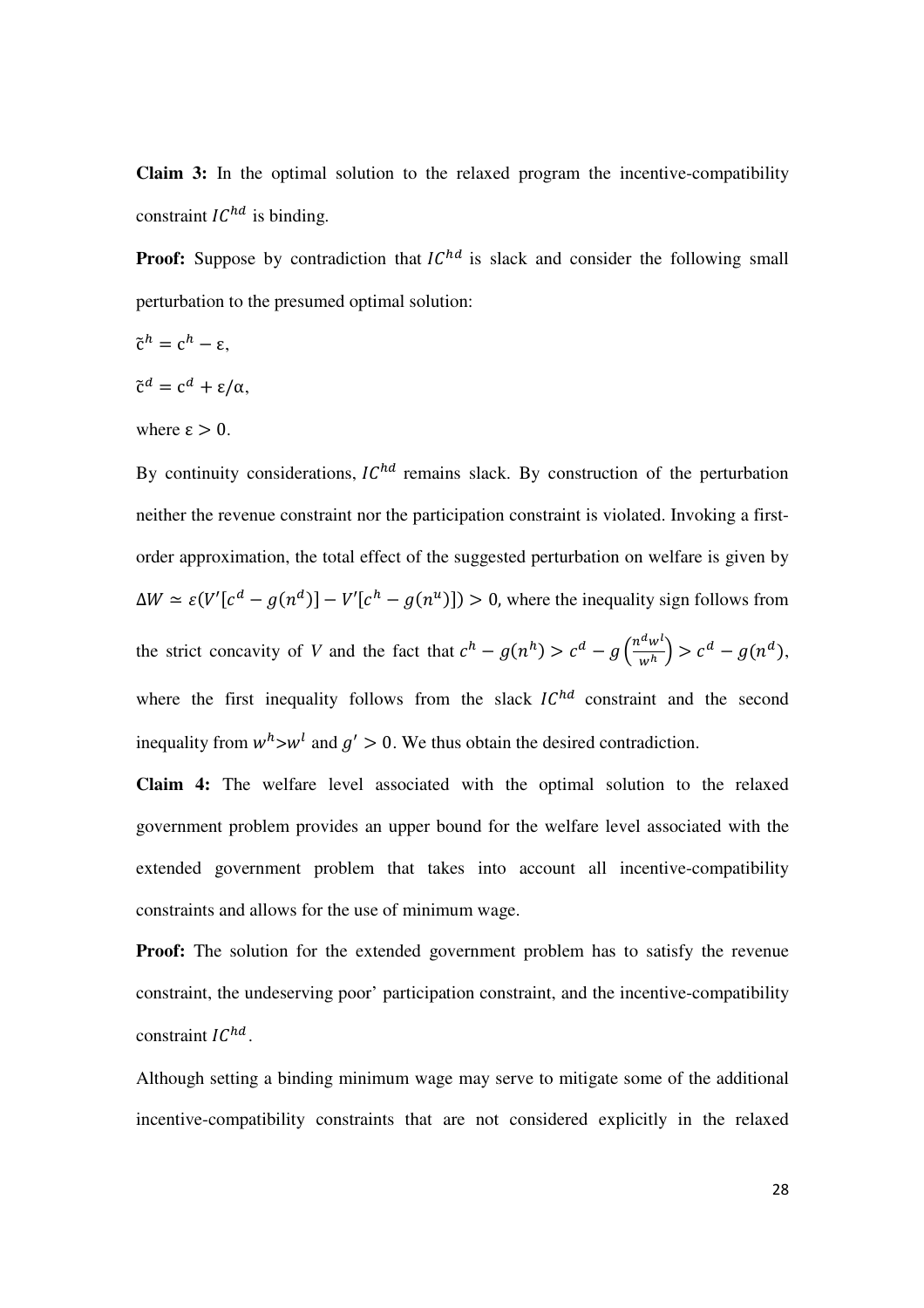**Claim 3:** In the optimal solution to the relaxed program the incentive-compatibility constraint $IC^{hd}$ is binding.

**Proof:** Suppose by contradiction that $IC^{hd}$ is slack and consider the following small perturbation to the presumed optimal solution:

$\tilde{c}^h = c^h - \varepsilon,$

$\tilde{c}^d = c^d + \varepsilon/\alpha,$

where $\varepsilon > 0$.

By continuity considerations, $IC^{hd}$ remains slack. By construction of the perturbation neither the revenue constraint nor the participation constraint is violated. Invoking a first-order approximation, the total effect of the suggested perturbation on welfare is given by $\Delta W \simeq \varepsilon(V'[c^d - g(n^d)] - V'[c^h - g(n^u)]) > 0$, where the inequality sign follows from the strict concavity of *V* and the fact that $c^h - g(n^h) > c^d - g\left(\frac{n^d w^l}{w^h}\right) > c^d - g(n^d)$, where the first inequality follows from the slack $IC^{hd}$ constraint and the second inequality from $w^h > w^l$ and $g' > 0$. We thus obtain the desired contradiction.

**Claim 4:** The welfare level associated with the optimal solution to the relaxed government problem provides an upper bound for the welfare level associated with the extended government problem that takes into account all incentive-compatibility constraints and allows for the use of minimum wage.

**Proof:** The solution for the extended government problem has to satisfy the revenue constraint, the undeserving poor' participation constraint, and the incentive-compatibility constraint $IC^{hd}$.

Although setting a binding minimum wage may serve to mitigate some of the additional incentive-compatibility constraints that are not considered explicitly in the relaxed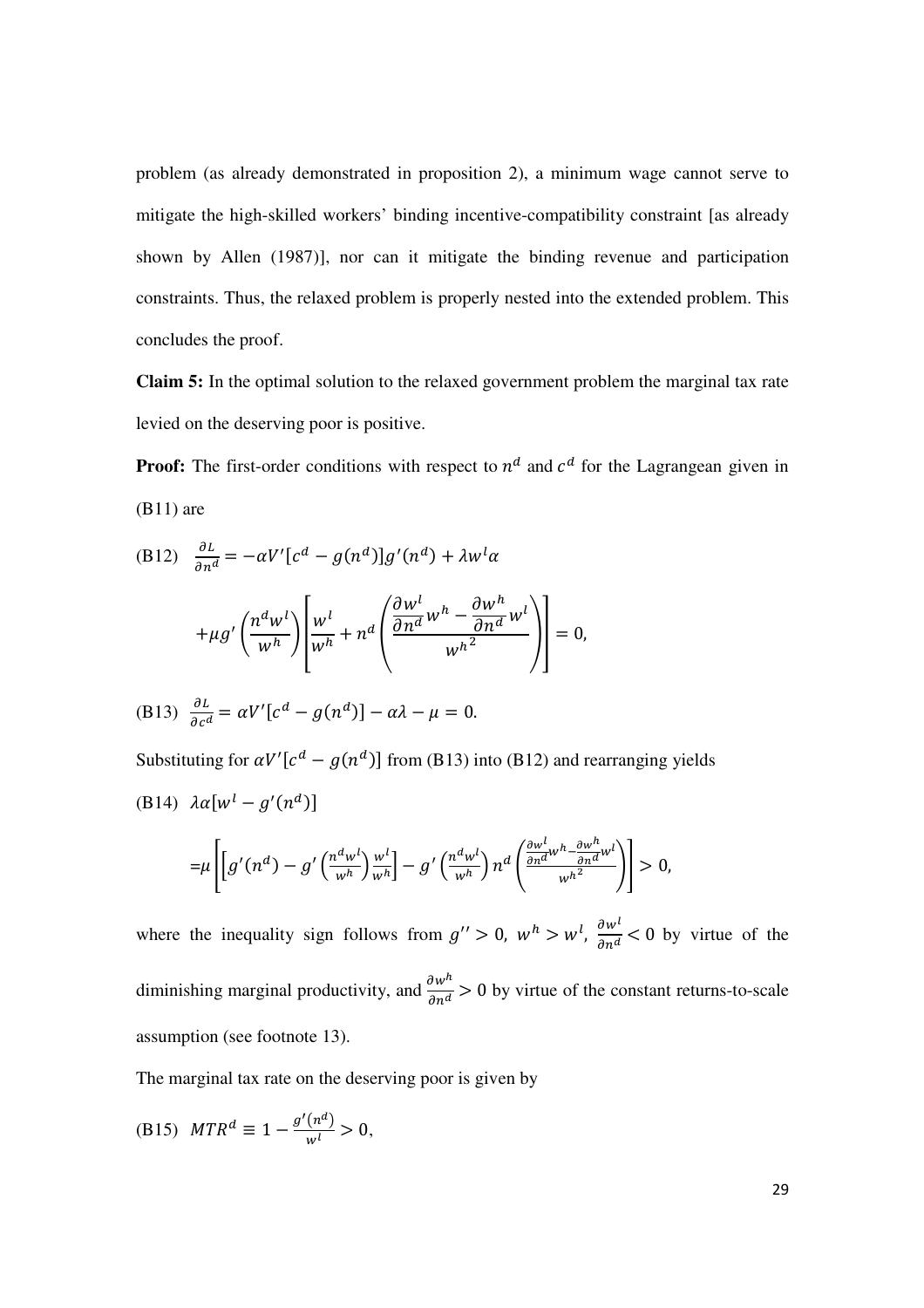problem (as already demonstrated in proposition 2), a minimum wage cannot serve to mitigate the high-skilled workers' binding incentive-compatibility constraint [as already shown by Allen (1987)], nor can it mitigate the binding revenue and participation constraints. Thus, the relaxed problem is properly nested into the extended problem. This concludes the proof.

**Claim 5:** In the optimal solution to the relaxed government problem the marginal tax rate levied on the deserving poor is positive.

**Proof:** The first-order conditions with respect to $n^d$ and $c^d$ for the Lagrangean given in (B11) are

(B12) $$\frac{\partial L}{\partial n^d} = -\alpha V'[c^d - g(n^d)]g'(n^d) + \lambda w^l \alpha$$

$$+\mu g'\left(\frac{n^d w^l}{w^h}\right)\left[\frac{w^l}{w^h} + n^d\left(\frac{\frac{\partial w^l}{\partial n^d}w^h - \frac{\partial w^h}{\partial n^d}w^l}{{w^h}^2}\right)\right] = 0,$$

(B13) $$\frac{\partial L}{\partial c^d} = \alpha V'[c^d - g(n^d)] - \alpha\lambda - \mu = 0.$$

Substituting for $\alpha V'[c^d - g(n^d)]$ from (B13) into (B12) and rearranging yields

(B14) $$\lambda\alpha[w^l - g'(n^d)]$$

$$=\mu\left[\left[g'(n^d) - g'\left(\frac{n^d w^l}{w^h}\right)\frac{w^l}{w^h}\right] - g'\left(\frac{n^d w^l}{w^h}\right)n^d\left(\frac{\frac{\partial w^l}{\partial n^d}w^h - \frac{\partial w^h}{\partial n^d}w^l}{{w^h}^2}\right)\right] > 0,$$

where the inequality sign follows from $g'' > 0$, $w^h > w^l$, $\frac{\partial w^l}{\partial n^d} < 0$ by virtue of the diminishing marginal productivity, and $\frac{\partial w^h}{\partial n^d} > 0$ by virtue of the constant returns-to-scale assumption (see footnote 13).

The marginal tax rate on the deserving poor is given by

(B15) $$MTR^d \equiv 1 - \frac{g'(n^d)}{w^l} > 0,$$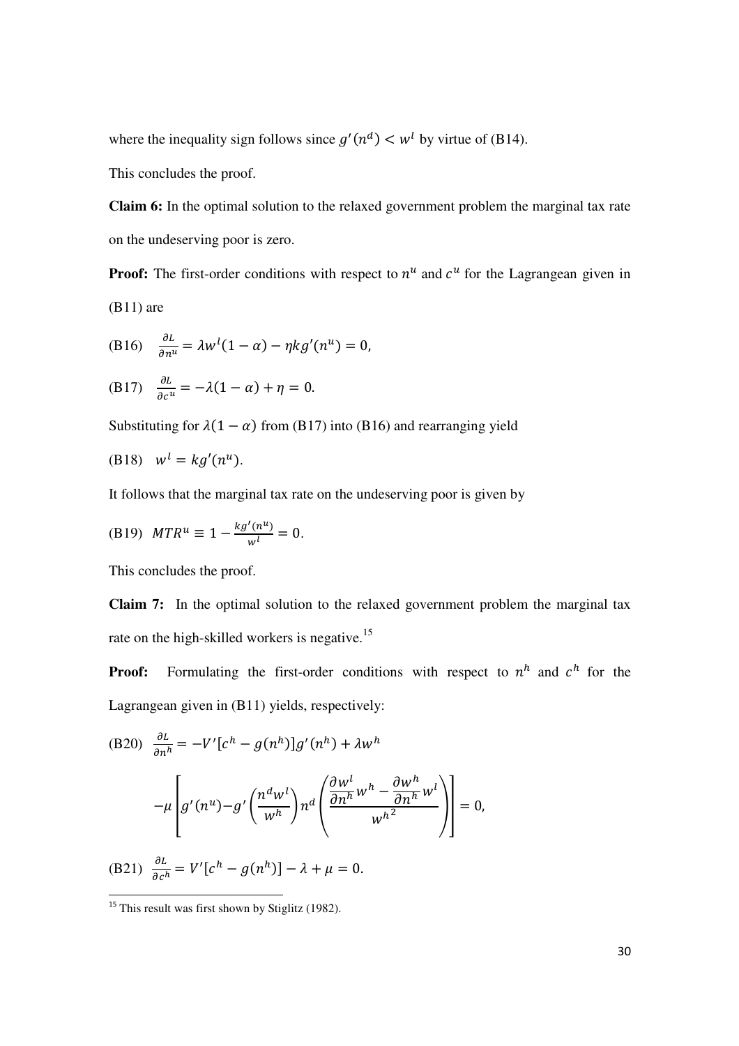where the inequality sign follows since $g'(n^d) < w^l$ by virtue of (B14).

This concludes the proof.

**Claim 6:** In the optimal solution to the relaxed government problem the marginal tax rate on the undeserving poor is zero.

**Proof:** The first-order conditions with respect to $n^u$ and $c^u$ for the Lagrangean given in (B11) are

(B16) $\quad \frac{\partial L}{\partial n^u} = \lambda w^l (1-\alpha) - \eta k g'(n^u) = 0,$

(B17) $\quad \frac{\partial L}{\partial c^u} = -\lambda(1-\alpha) + \eta = 0.$

Substituting for $\lambda(1-\alpha)$ from (B17) into (B16) and rearranging yield

(B18) $\quad w^l = kg'(n^u).$

It follows that the marginal tax rate on the undeserving poor is given by

(B19) $\quad MTR^u \equiv 1 - \frac{kg'(n^u)}{w^l} = 0.$

This concludes the proof.

**Claim 7:** In the optimal solution to the relaxed government problem the marginal tax rate on the high-skilled workers is negative.[15]

**Proof:** Formulating the first-order conditions with respect to $n^h$ and $c^h$ for the Lagrangean given in (B11) yields, respectively:

(B20) $$\frac{\partial L}{\partial n^h} = -V'[c^h - g(n^h)]g'(n^h) + \lambda w^h$$

$$-\mu \left[ g'(n^u) - g'\left(\frac{n^d w^l}{w^h}\right) n^d \left( \frac{\frac{\partial w^l}{\partial n^h} w^h - \frac{\partial w^h}{\partial n^h} w^l}{{w^h}^2} \right) \right] = 0,$$

(B21) $\quad \frac{\partial L}{\partial c^h} = V'[c^h - g(n^h)] - \lambda + \mu = 0.$

[15] This result was first shown by Stiglitz (1982).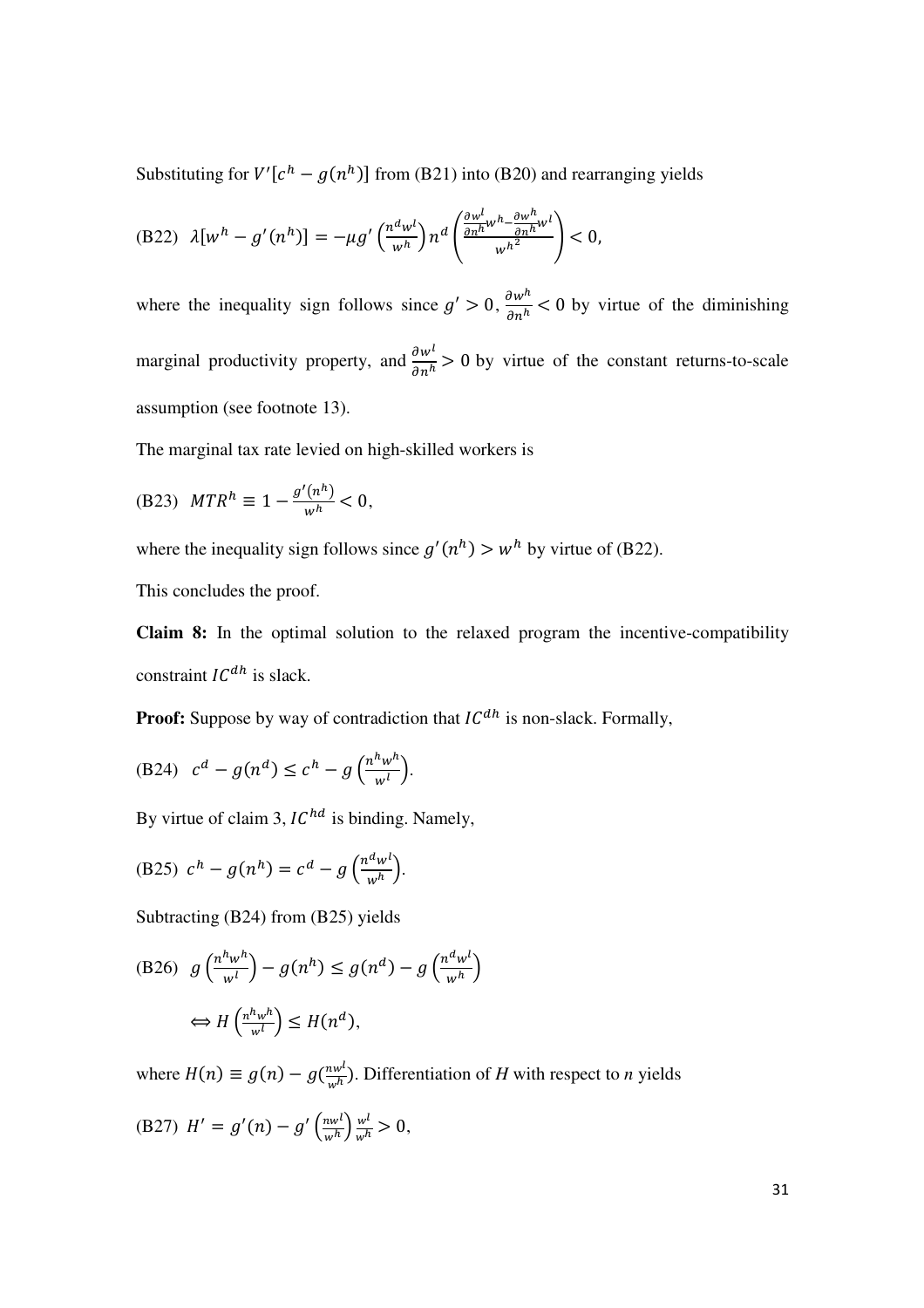Substituting for $V'[c^h - g(n^h)]$ from (B21) into (B20) and rearranging yields

$$\text{(B22)} \quad \lambda[w^h - g'(n^h)] = -\mu g'\left(\frac{n^d w^l}{w^h}\right) n^d \left(\frac{\frac{\partial w^l}{\partial n^h} w^h - \frac{\partial w^h}{\partial n^h} w^l}{{w^h}^2}\right) < 0,$$

where the inequality sign follows since $g' > 0$, $\frac{\partial w^h}{\partial n^h} < 0$ by virtue of the diminishing marginal productivity property, and $\frac{\partial w^l}{\partial n^h} > 0$ by virtue of the constant returns-to-scale assumption (see footnote 13).

The marginal tax rate levied on high-skilled workers is

$$\text{(B23)} \quad MTR^h \equiv 1 - \frac{g'(n^h)}{w^h} < 0,$$

where the inequality sign follows since $g'(n^h) > w^h$ by virtue of (B22).

This concludes the proof.

**Claim 8:** In the optimal solution to the relaxed program the incentive-compatibility constraint $IC^{dh}$ is slack.

**Proof:** Suppose by way of contradiction that $IC^{dh}$ is non-slack. Formally,

$$\text{(B24)} \quad c^d - g(n^d) \leq c^h - g\left(\frac{n^h w^h}{w^l}\right).$$

By virtue of claim 3, $IC^{hd}$ is binding. Namely,

$$\text{(B25)} \quad c^h - g(n^h) = c^d - g\left(\frac{n^d w^l}{w^h}\right).$$

Subtracting (B24) from (B25) yields

$$\text{(B26)} \quad g\left(\frac{n^h w^h}{w^l}\right) - g(n^h) \leq g(n^d) - g\left(\frac{n^d w^l}{w^h}\right)$$

$$\Leftrightarrow H\left(\frac{n^h w^h}{w^l}\right) \leq H(n^d),$$

where $H(n) \equiv g(n) - g(\frac{n w^l}{w^h})$. Differentiation of $H$ with respect to $n$ yields

$$\text{(B27)} \quad H' = g'(n) - g'\left(\frac{n w^l}{w^h}\right)\frac{w^l}{w^h} > 0,$$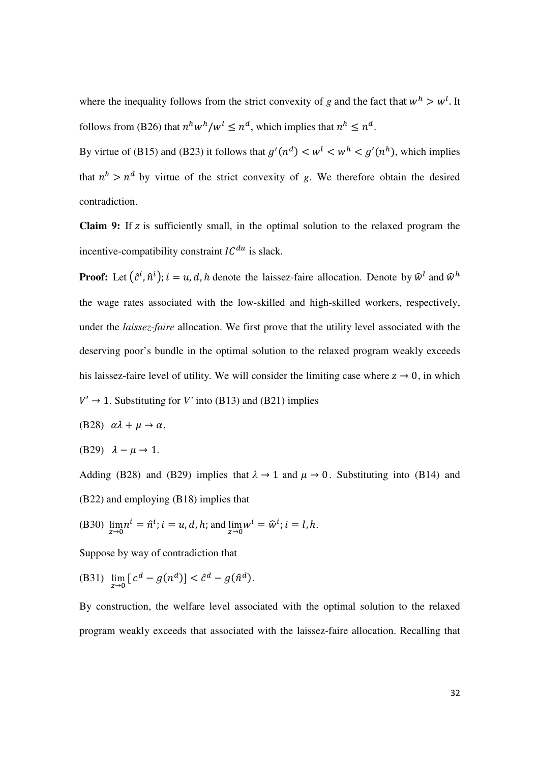where the inequality follows from the strict convexity of $g$ and the fact that $w^h > w^l$. It follows from (B26) that $n^h w^h / w^l \leq n^d$, which implies that $n^h \leq n^d$.

By virtue of (B15) and (B23) it follows that $g'(n^d) < w^l < w^h < g'(n^h)$, which implies that $n^h > n^d$ by virtue of the strict convexity of $g$. We therefore obtain the desired contradiction.

**Claim 9:** If $z$ is sufficiently small, in the optimal solution to the relaxed program the incentive-compatibility constraint $IC^{du}$ is slack.

**Proof:** Let $(\hat{c}^i, \hat{n}^i); i = u, d, h$ denote the laissez-faire allocation. Denote by $\widehat{w}^l$ and $\widehat{w}^h$ the wage rates associated with the low-skilled and high-skilled workers, respectively, under the *laissez-faire* allocation. We first prove that the utility level associated with the deserving poor's bundle in the optimal solution to the relaxed program weakly exceeds his laissez-faire level of utility. We will consider the limiting case where $z \rightarrow 0$, in which $V' \rightarrow 1$. Substituting for $V'$ into (B13) and (B21) implies

(B28) $\alpha\lambda + \mu \rightarrow \alpha$,

(B29) $\lambda - \mu \rightarrow 1$.

Adding (B28) and (B29) implies that $\lambda \rightarrow 1$ and $\mu \rightarrow 0$. Substituting into (B14) and (B22) and employing (B18) implies that

(B30) $\lim_{z \to 0} n^i = \hat{n}^i; i = u, d, h$; and $\lim_{z \to 0} w^i = \widehat{w}^i; i = l, h$.

Suppose by way of contradiction that

(B31) $\lim_{z \to 0} [\, c^d - g(n^d)] < \hat{c}^d - g(\hat{n}^d)$.

By construction, the welfare level associated with the optimal solution to the relaxed program weakly exceeds that associated with the laissez-faire allocation. Recalling that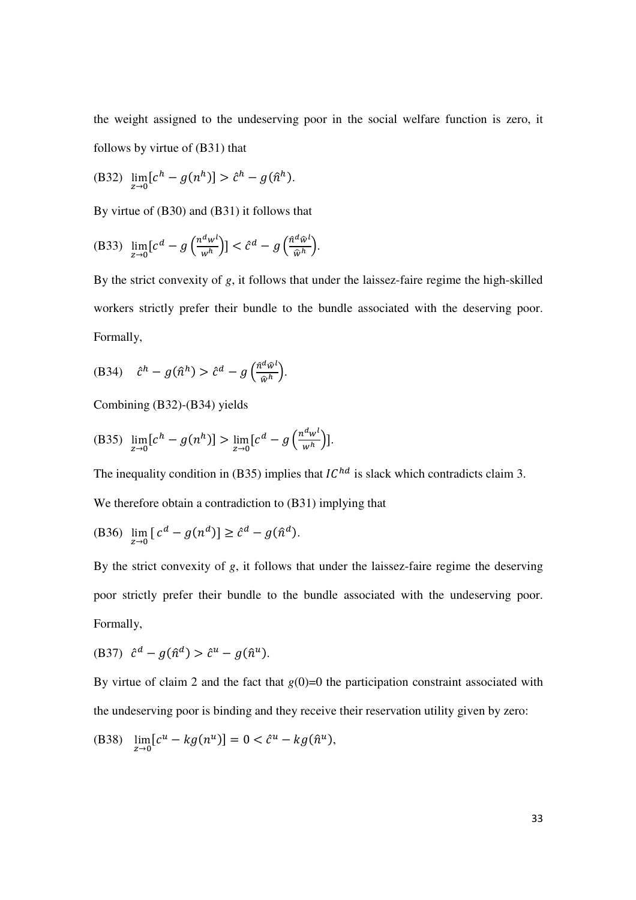the weight assigned to the undeserving poor in the social welfare function is zero, it follows by virtue of (B31) that

(B32) $\lim_{z \to 0}[c^h - g(n^h)] > \hat{c}^h - g(\hat{n}^h)$.

By virtue of (B30) and (B31) it follows that

(B33) $\lim_{z \to 0}[c^d - g\left(\frac{n^d w^l}{w^h}\right)] < \hat{c}^d - g\left(\frac{\hat{n}^d \hat{w}^l}{\hat{w}^h}\right)$.

By the strict convexity of $g$, it follows that under the laissez-faire regime the high-skilled workers strictly prefer their bundle to the bundle associated with the deserving poor. Formally,

(B34) $\hat{c}^h - g(\hat{n}^h) > \hat{c}^d - g\left(\frac{\hat{n}^d \hat{w}^l}{\hat{w}^h}\right)$.

Combining (B32)-(B34) yields

(B35) $\lim_{z \to 0}[c^h - g(n^h)] > \lim_{z \to 0}[c^d - g\left(\frac{n^d w^l}{w^h}\right)]$.

The inequality condition in (B35) implies that $IC^{hd}$ is slack which contradicts claim 3.

We therefore obtain a contradiction to (B31) implying that

(B36) $\lim_{z \to 0}[\,c^d - g(n^d)] \geq \hat{c}^d - g(\hat{n}^d)$.

By the strict convexity of $g$, it follows that under the laissez-faire regime the deserving poor strictly prefer their bundle to the bundle associated with the undeserving poor. Formally,

(B37) $\hat{c}^d - g(\hat{n}^d) > \hat{c}^u - g(\hat{n}^u)$.

By virtue of claim 2 and the fact that $g(0)=0$ the participation constraint associated with the undeserving poor is binding and they receive their reservation utility given by zero:

(B38) $\lim_{z \to 0}[c^u - kg(n^u)] = 0 < \hat{c}^u - kg(\hat{n}^u)$,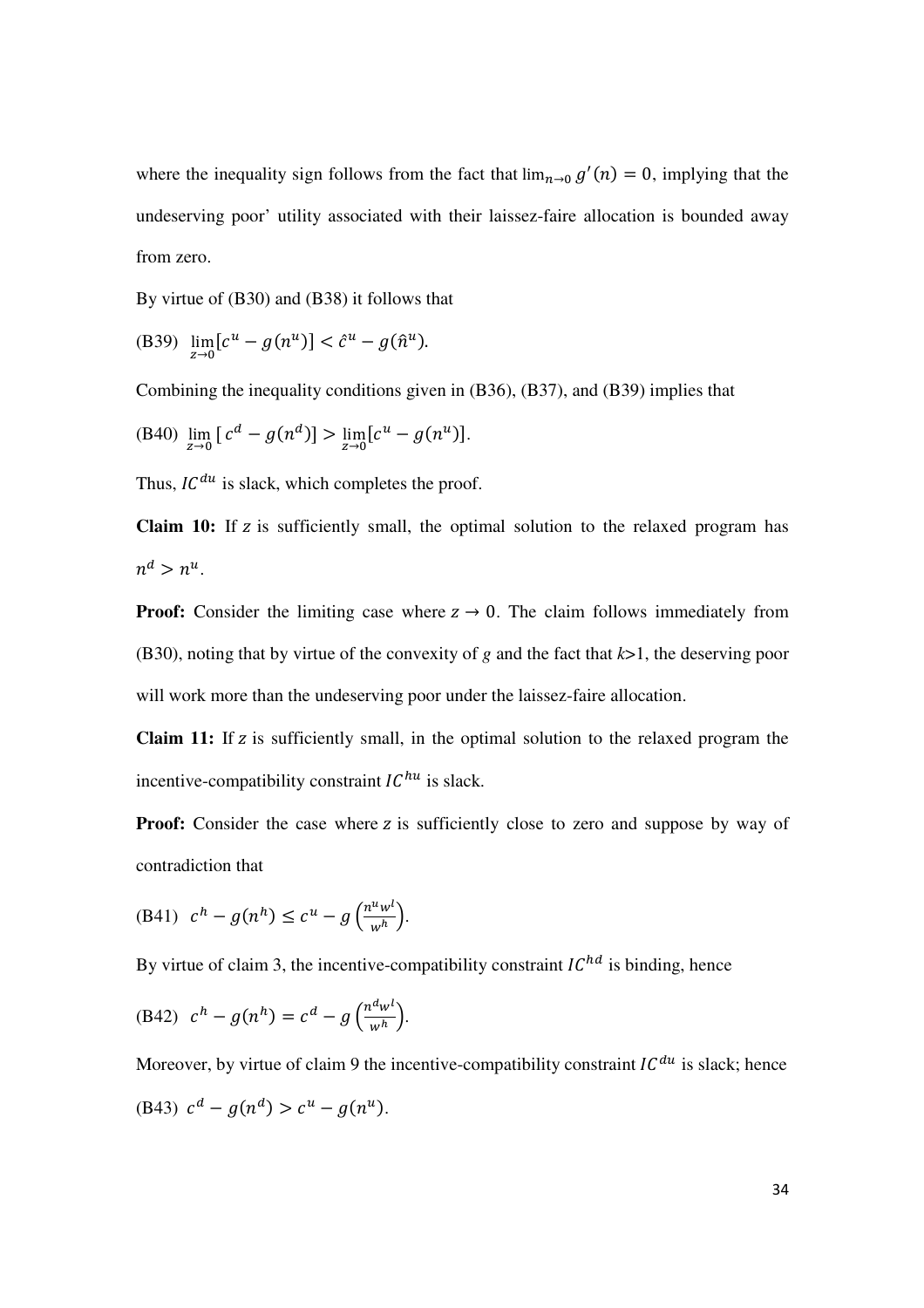where the inequality sign follows from the fact that $\lim_{n \to 0} g'(n) = 0$, implying that the undeserving poor' utility associated with their laissez-faire allocation is bounded away from zero.

By virtue of (B30) and (B38) it follows that

(B39) $\lim_{z \to 0} [c^u - g(n^u)] < \hat{c}^u - g(\hat{n}^u)$.

Combining the inequality conditions given in (B36), (B37), and (B39) implies that

(B40) $\lim_{z \to 0} [c^d - g(n^d)] > \lim_{z \to 0} [c^u - g(n^u)]$.

Thus, $IC^{du}$ is slack, which completes the proof.

**Claim 10:** If $z$ is sufficiently small, the optimal solution to the relaxed program has $n^d > n^u$.

**Proof:** Consider the limiting case where $z \to 0$. The claim follows immediately from (B30), noting that by virtue of the convexity of $g$ and the fact that $k$>1, the deserving poor will work more than the undeserving poor under the laissez-faire allocation.

**Claim 11:** If $z$ is sufficiently small, in the optimal solution to the relaxed program the incentive-compatibility constraint $IC^{hu}$ is slack.

**Proof:** Consider the case where $z$ is sufficiently close to zero and suppose by way of contradiction that

(B41) $c^h - g(n^h) \leq c^u - g\left(\frac{n^u w^l}{w^h}\right)$.

By virtue of claim 3, the incentive-compatibility constraint $IC^{hd}$ is binding, hence

(B42) $c^h - g(n^h) = c^d - g\left(\frac{n^d w^l}{w^h}\right)$.

Moreover, by virtue of claim 9 the incentive-compatibility constraint $IC^{du}$ is slack; hence

(B43) $c^d - g(n^d) > c^u - g(n^u)$.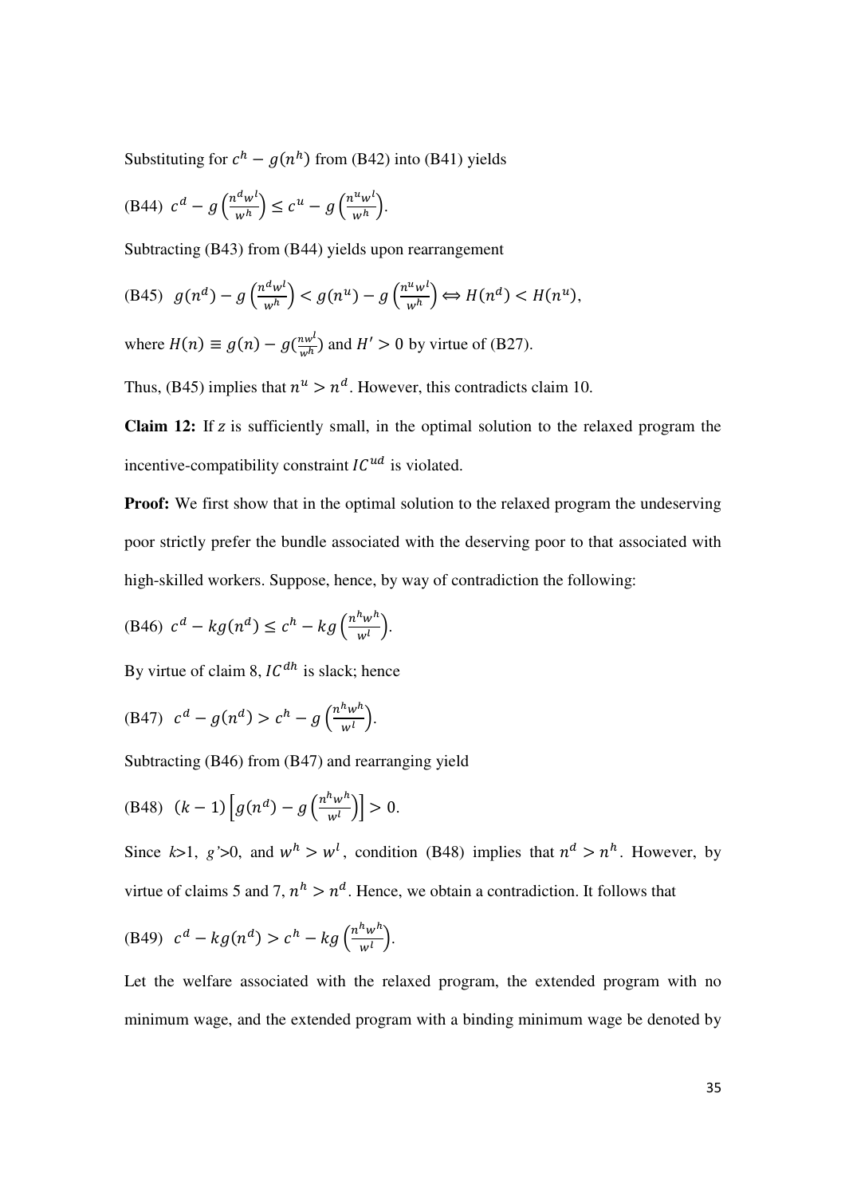Substituting for $c^h - g(n^h)$ from (B42) into (B41) yields

(B44) $c^d - g\left(\frac{n^d w^l}{w^h}\right) \leq c^u - g\left(\frac{n^u w^l}{w^h}\right)$.

Subtracting (B43) from (B44) yields upon rearrangement

(B45) $g(n^d) - g\left(\frac{n^d w^l}{w^h}\right) < g(n^u) - g\left(\frac{n^u w^l}{w^h}\right) \Leftrightarrow H(n^d) < H(n^u)$,

where $H(n) \equiv g(n) - g(\frac{n w^l}{w^h})$ and $H' > 0$ by virtue of (B27).

Thus, (B45) implies that $n^u > n^d$. However, this contradicts claim 10.

**Claim 12:** If $z$ is sufficiently small, in the optimal solution to the relaxed program the incentive-compatibility constraint $IC^{ud}$ is violated.

**Proof:** We first show that in the optimal solution to the relaxed program the undeserving poor strictly prefer the bundle associated with the deserving poor to that associated with high-skilled workers. Suppose, hence, by way of contradiction the following:

(B46) $c^d - kg(n^d) \leq c^h - kg\left(\frac{n^h w^h}{w^l}\right)$.

By virtue of claim 8, $IC^{dh}$ is slack; hence

(B47) $c^d - g(n^d) > c^h - g\left(\frac{n^h w^h}{w^l}\right)$.

Subtracting (B46) from (B47) and rearranging yield

(B48) $(k-1)\left[g(n^d) - g\left(\frac{n^h w^h}{w^l}\right)\right] > 0$.

Since $k>1$, $g'>0$, and $w^h > w^l$, condition (B48) implies that $n^d > n^h$. However, by virtue of claims 5 and 7, $n^h > n^d$. Hence, we obtain a contradiction. It follows that

(B49) $c^d - kg(n^d) > c^h - kg\left(\frac{n^h w^h}{w^l}\right)$.

Let the welfare associated with the relaxed program, the extended program with no minimum wage, and the extended program with a binding minimum wage be denoted by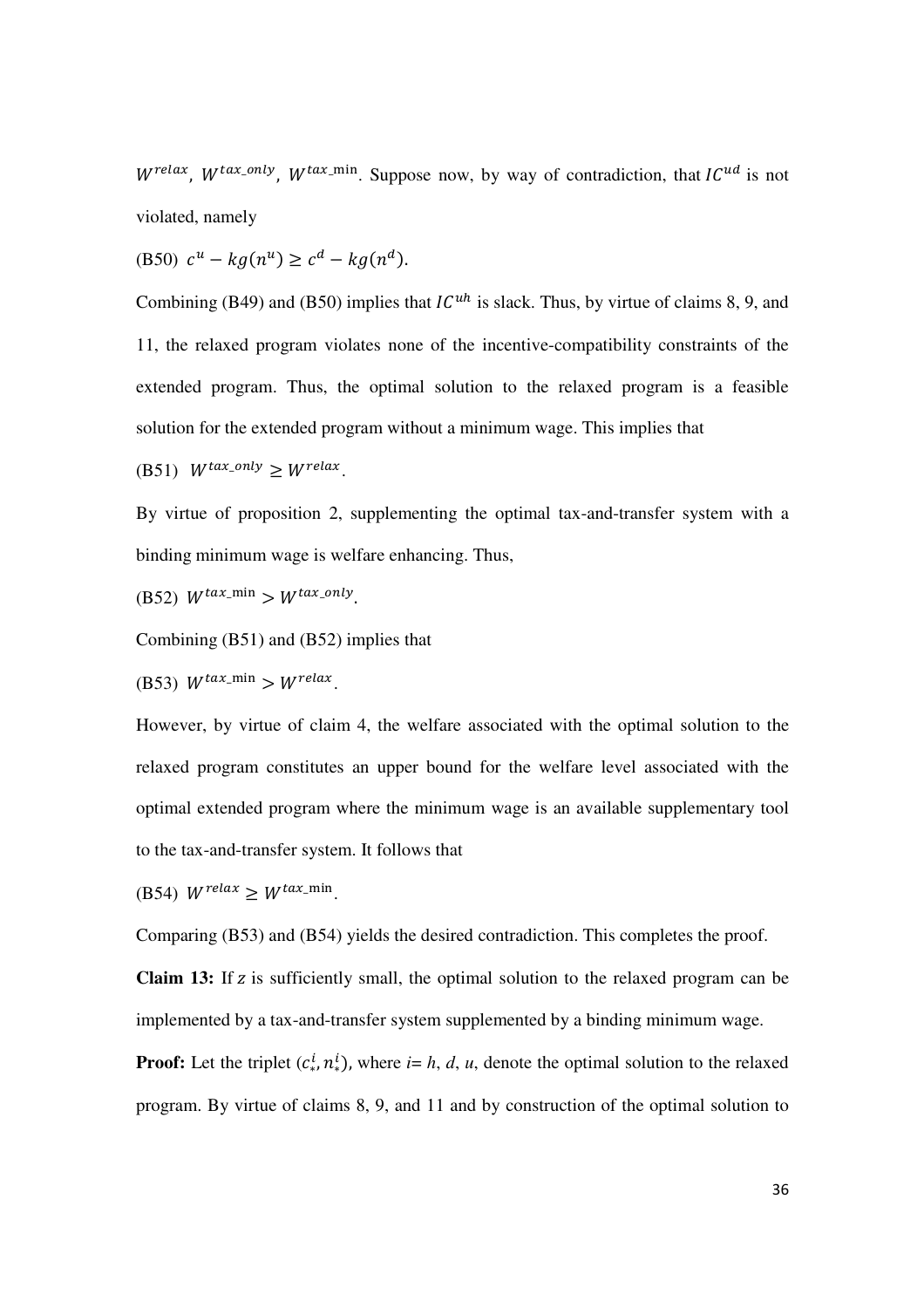$W^{relax}$, $W^{tax\_only}$, $W^{tax\_\min}$. Suppose now, by way of contradiction, that $IC^{ud}$ is not violated, namely

(B50) $c^u - kg(n^u) \geq c^d - kg(n^d)$.

Combining (B49) and (B50) implies that $IC^{uh}$ is slack. Thus, by virtue of claims 8, 9, and 11, the relaxed program violates none of the incentive-compatibility constraints of the extended program. Thus, the optimal solution to the relaxed program is a feasible solution for the extended program without a minimum wage. This implies that

(B51) $W^{tax\_only} \geq W^{relax}$.

By virtue of proposition 2, supplementing the optimal tax-and-transfer system with a binding minimum wage is welfare enhancing. Thus,

(B52) $W^{tax\_\min} > W^{tax\_only}$.

Combining (B51) and (B52) implies that

(B53) $W^{tax\_\min} > W^{relax}$.

However, by virtue of claim 4, the welfare associated with the optimal solution to the relaxed program constitutes an upper bound for the welfare level associated with the optimal extended program where the minimum wage is an available supplementary tool to the tax-and-transfer system. It follows that

(B54) $W^{relax} \geq W^{tax\_\min}$.

Comparing (B53) and (B54) yields the desired contradiction. This completes the proof.

**Claim 13:** If $z$ is sufficiently small, the optimal solution to the relaxed program can be implemented by a tax-and-transfer system supplemented by a binding minimum wage.

**Proof:** Let the triplet $(c_*^i, n_*^i)$, where $i = h, d, u$, denote the optimal solution to the relaxed program. By virtue of claims 8, 9, and 11 and by construction of the optimal solution to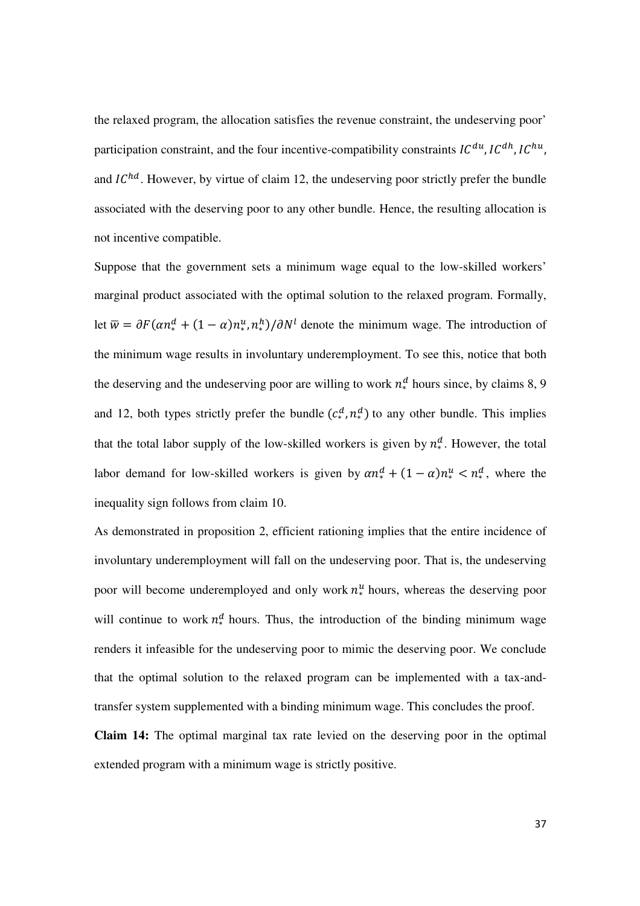the relaxed program, the allocation satisfies the revenue constraint, the undeserving poor' participation constraint, and the four incentive-compatibility constraints $IC^{du}, IC^{dh}, IC^{hu}$, and $IC^{hd}$. However, by virtue of claim 12, the undeserving poor strictly prefer the bundle associated with the deserving poor to any other bundle. Hence, the resulting allocation is not incentive compatible.

Suppose that the government sets a minimum wage equal to the low-skilled workers' marginal product associated with the optimal solution to the relaxed program. Formally, let $\bar{w} = \partial F(\alpha n_*^d + (1-\alpha) n_*^u, n_*^h)/\partial N^l$ denote the minimum wage. The introduction of the minimum wage results in involuntary underemployment. To see this, notice that both the deserving and the undeserving poor are willing to work $n_*^d$ hours since, by claims 8, 9 and 12, both types strictly prefer the bundle $(c_*^d, n_*^d)$ to any other bundle. This implies that the total labor supply of the low-skilled workers is given by $n_*^d$. However, the total labor demand for low-skilled workers is given by $\alpha n_*^d + (1-\alpha) n_*^u < n_*^d$, where the inequality sign follows from claim 10.

As demonstrated in proposition 2, efficient rationing implies that the entire incidence of involuntary underemployment will fall on the undeserving poor. That is, the undeserving poor will become underemployed and only work $n_*^u$ hours, whereas the deserving poor will continue to work $n_*^d$ hours. Thus, the introduction of the binding minimum wage renders it infeasible for the undeserving poor to mimic the deserving poor. We conclude that the optimal solution to the relaxed program can be implemented with a tax-and-transfer system supplemented with a binding minimum wage. This concludes the proof.

**Claim 14:** The optimal marginal tax rate levied on the deserving poor in the optimal extended program with a minimum wage is strictly positive.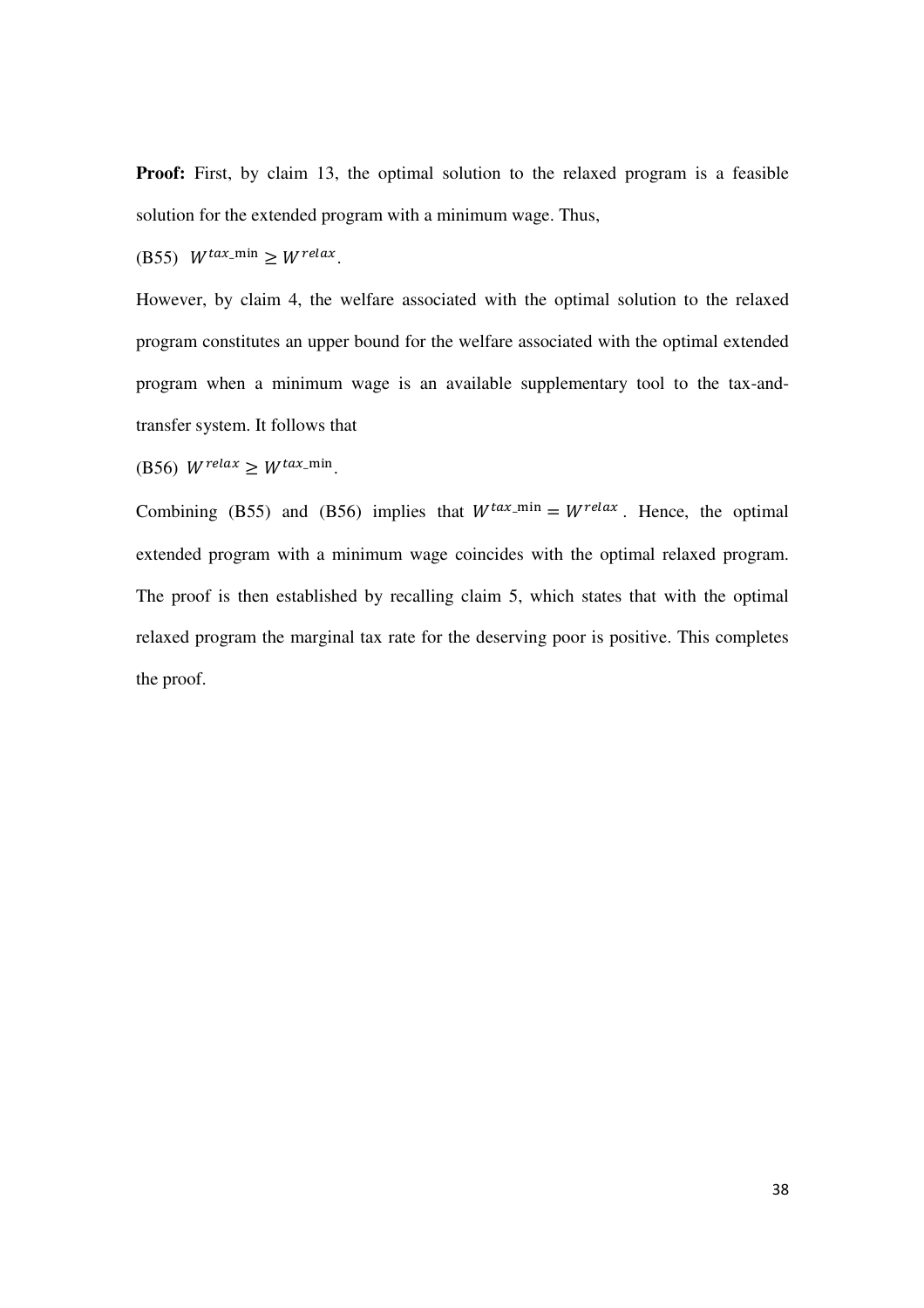**Proof:** First, by claim 13, the optimal solution to the relaxed program is a feasible solution for the extended program with a minimum wage. Thus,

(B55) $W^{tax\_\min} \geq W^{relax}$.

However, by claim 4, the welfare associated with the optimal solution to the relaxed program constitutes an upper bound for the welfare associated with the optimal extended program when a minimum wage is an available supplementary tool to the tax-and-transfer system. It follows that

(B56) $W^{relax} \geq W^{tax\_\min}$.

Combining (B55) and (B56) implies that $W^{tax\_\min} = W^{relax}$. Hence, the optimal extended program with a minimum wage coincides with the optimal relaxed program. The proof is then established by recalling claim 5, which states that with the optimal relaxed program the marginal tax rate for the deserving poor is positive. This completes the proof.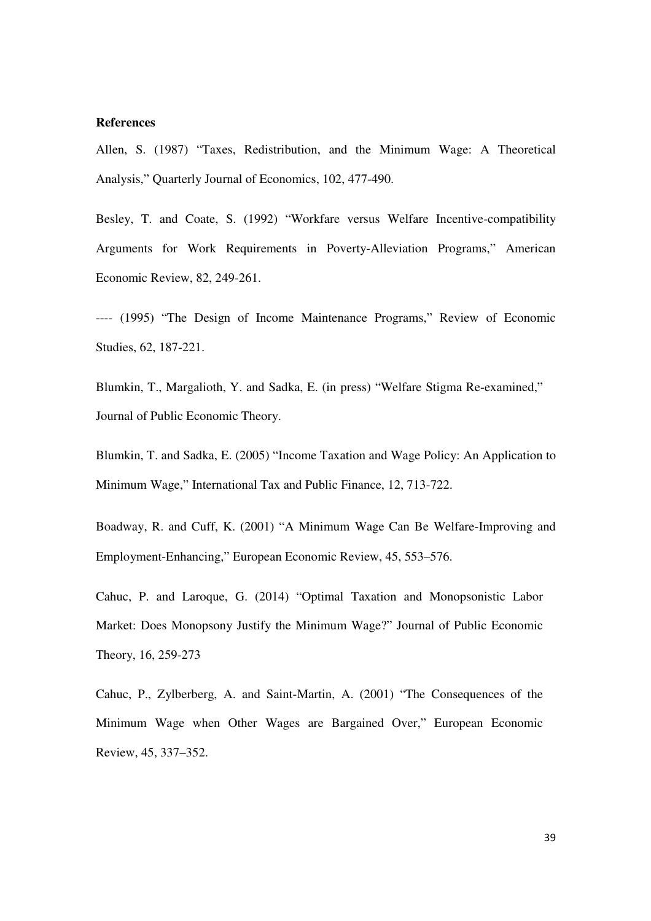**References**

Allen, S. (1987) "Taxes, Redistribution, and the Minimum Wage: A Theoretical Analysis," Quarterly Journal of Economics, 102, 477-490.

Besley, T. and Coate, S. (1992) "Workfare versus Welfare Incentive-compatibility Arguments for Work Requirements in Poverty-Alleviation Programs," American Economic Review, 82, 249-261.

---- (1995) "The Design of Income Maintenance Programs," Review of Economic Studies, 62, 187-221.

Blumkin, T., Margalioth, Y. and Sadka, E. (in press) "Welfare Stigma Re-examined," Journal of Public Economic Theory.

Blumkin, T. and Sadka, E. (2005) "Income Taxation and Wage Policy: An Application to Minimum Wage," International Tax and Public Finance, 12, 713-722.

Boadway, R. and Cuff, K. (2001) "A Minimum Wage Can Be Welfare-Improving and Employment-Enhancing," European Economic Review, 45, 553–576.

Cahuc, P. and Laroque, G. (2014) "Optimal Taxation and Monopsonistic Labor Market: Does Monopsony Justify the Minimum Wage?" Journal of Public Economic Theory, 16, 259-273

Cahuc, P., Zylberberg, A. and Saint-Martin, A. (2001) "The Consequences of the Minimum Wage when Other Wages are Bargained Over," European Economic Review, 45, 337–352.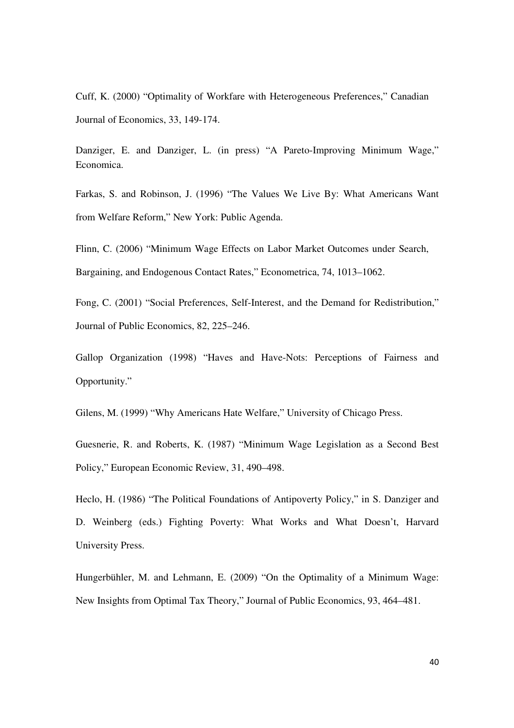Cuff, K. (2000) "Optimality of Workfare with Heterogeneous Preferences," Canadian Journal of Economics, 33, 149-174.

Danziger, E. and Danziger, L. (in press) "A Pareto-Improving Minimum Wage," Economica.

Farkas, S. and Robinson, J. (1996) "The Values We Live By: What Americans Want from Welfare Reform," New York: Public Agenda.

Flinn, C. (2006) "Minimum Wage Effects on Labor Market Outcomes under Search, Bargaining, and Endogenous Contact Rates," Econometrica, 74, 1013–1062.

Fong, C. (2001) "Social Preferences, Self-Interest, and the Demand for Redistribution," Journal of Public Economics, 82, 225–246.

Gallop Organization (1998) "Haves and Have-Nots: Perceptions of Fairness and Opportunity."

Gilens, M. (1999) "Why Americans Hate Welfare," University of Chicago Press.

Guesnerie, R. and Roberts, K. (1987) "Minimum Wage Legislation as a Second Best Policy," European Economic Review, 31, 490–498.

Heclo, H. (1986) "The Political Foundations of Antipoverty Policy," in S. Danziger and D. Weinberg (eds.) Fighting Poverty: What Works and What Doesn't, Harvard University Press.

Hungerbühler, M. and Lehmann, E. (2009) "On the Optimality of a Minimum Wage: New Insights from Optimal Tax Theory," Journal of Public Economics, 93, 464–481.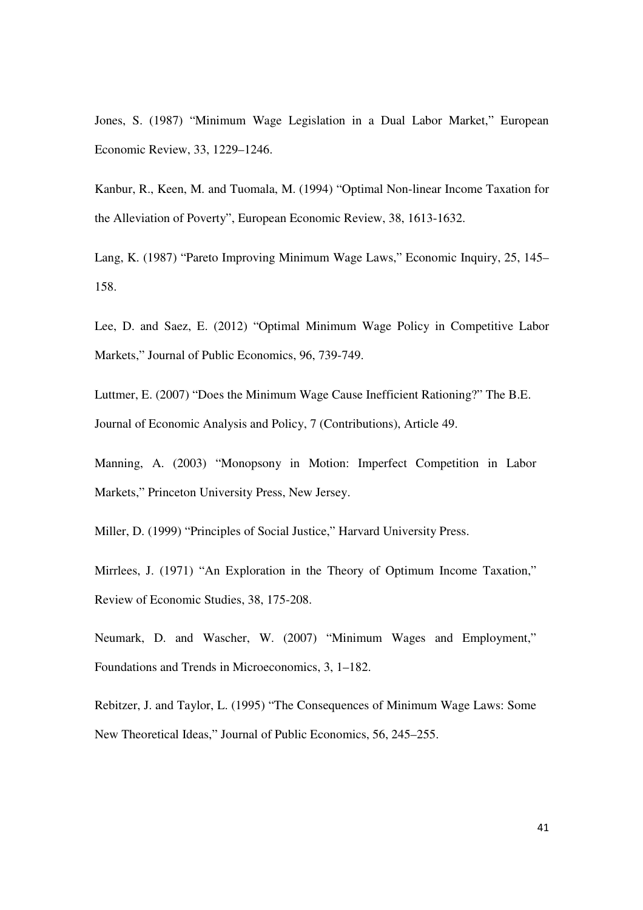Jones, S. (1987) "Minimum Wage Legislation in a Dual Labor Market," European Economic Review, 33, 1229–1246.

Kanbur, R., Keen, M. and Tuomala, M. (1994) "Optimal Non-linear Income Taxation for the Alleviation of Poverty", European Economic Review, 38, 1613-1632.

Lang, K. (1987) "Pareto Improving Minimum Wage Laws," Economic Inquiry, 25, 145–158.

Lee, D. and Saez, E. (2012) "Optimal Minimum Wage Policy in Competitive Labor Markets," Journal of Public Economics, 96, 739-749.

Luttmer, E. (2007) "Does the Minimum Wage Cause Inefficient Rationing?" The B.E. Journal of Economic Analysis and Policy, 7 (Contributions), Article 49.

Manning, A. (2003) "Monopsony in Motion: Imperfect Competition in Labor Markets," Princeton University Press, New Jersey.

Miller, D. (1999) "Principles of Social Justice," Harvard University Press.

Mirrlees, J. (1971) "An Exploration in the Theory of Optimum Income Taxation," Review of Economic Studies, 38, 175-208.

Neumark, D. and Wascher, W. (2007) "Minimum Wages and Employment," Foundations and Trends in Microeconomics, 3, 1–182.

Rebitzer, J. and Taylor, L. (1995) "The Consequences of Minimum Wage Laws: Some New Theoretical Ideas," Journal of Public Economics, 56, 245–255.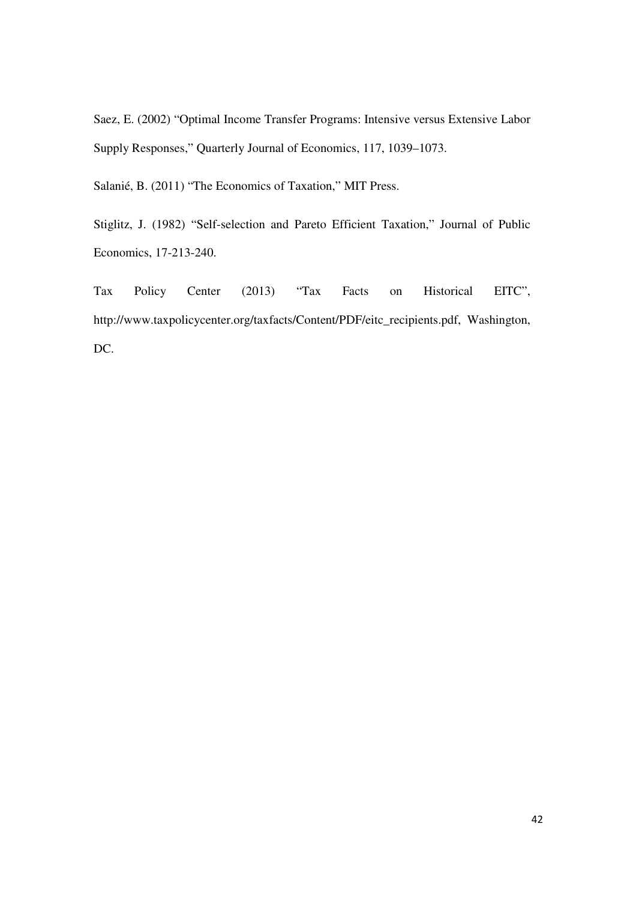Saez, E. (2002) "Optimal Income Transfer Programs: Intensive versus Extensive Labor Supply Responses," Quarterly Journal of Economics, 117, 1039–1073.

Salanié, B. (2011) "The Economics of Taxation," MIT Press.

Stiglitz, J. (1982) "Self-selection and Pareto Efficient Taxation," Journal of Public Economics, 17-213-240.

Tax Policy Center (2013) "Tax Facts on Historical EITC", http://www.taxpolicycenter.org/taxfacts/Content/PDF/eitc_recipients.pdf, Washington, DC.